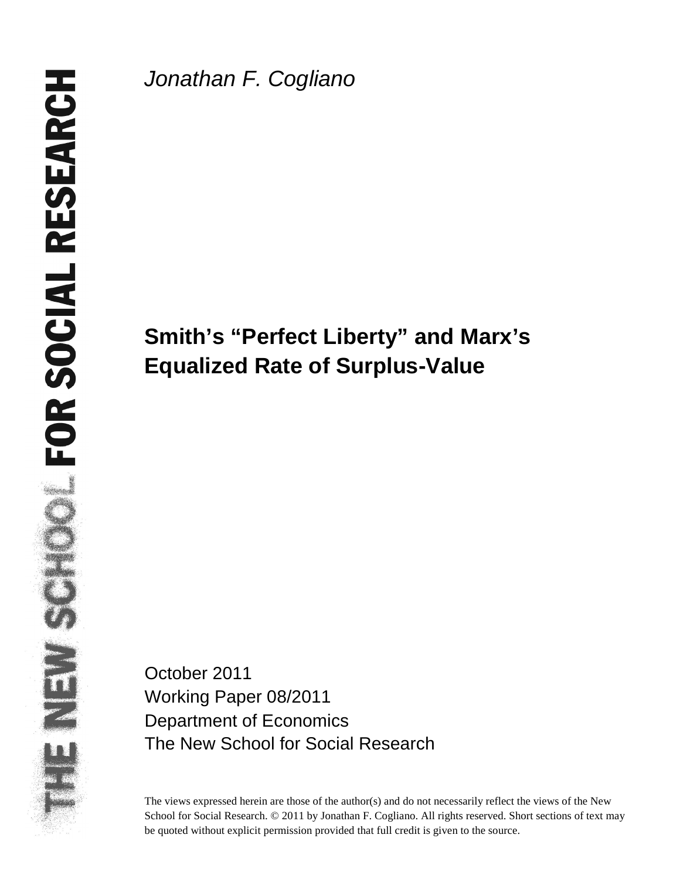*Jonathan F. Cogliano*

# Smith's "Perfect Liberty" and Marx's Equalized Rate of Surplus-Value

October 2011
Working Paper 08/2011
Department of Economics
The New School for Social Research

The views expressed herein are those of the author(s) and do not necessarily reflect the views of the New School for Social Research. © 2011 by Jonathan F. Cogliano. All rights reserved. Short sections of text may be quoted without explicit permission provided that full credit is given to the source.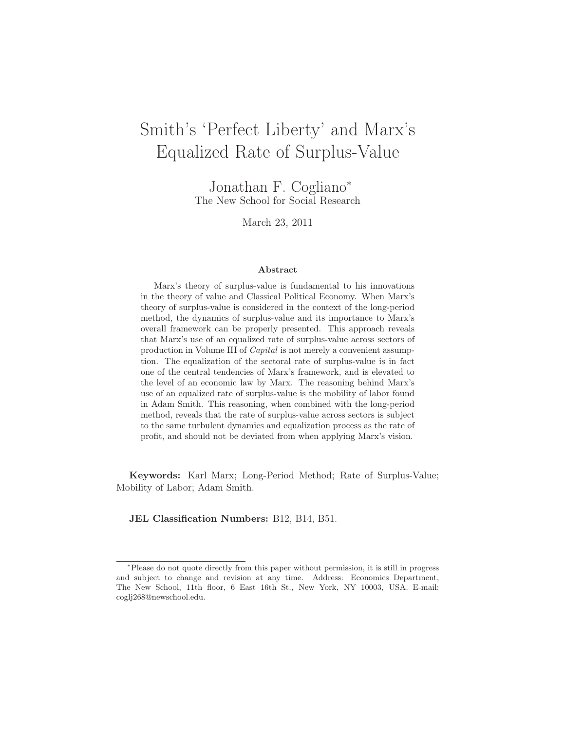# Smith's 'Perfect Liberty' and Marx's Equalized Rate of Surplus-Value

Jonathan F. Cogliano*
The New School for Social Research

March 23, 2011

### Abstract

Marx's theory of surplus-value is fundamental to his innovations in the theory of value and Classical Political Economy. When Marx's theory of surplus-value is considered in the context of the long-period method, the dynamics of surplus-value and its importance to Marx's overall framework can be properly presented. This approach reveals that Marx's use of an equalized rate of surplus-value across sectors of production in Volume III of *Capital* is not merely a convenient assumption. The equalization of the sectoral rate of surplus-value is in fact one of the central tendencies of Marx's framework, and is elevated to the level of an economic law by Marx. The reasoning behind Marx's use of an equalized rate of surplus-value is the mobility of labor found in Adam Smith. This reasoning, when combined with the long-period method, reveals that the rate of surplus-value across sectors is subject to the same turbulent dynamics and equalization process as the rate of profit, and should not be deviated from when applying Marx's vision.

**Keywords:** Karl Marx; Long-Period Method; Rate of Surplus-Value; Mobility of Labor; Adam Smith.

**JEL Classification Numbers:** B12, B14, B51.

---

*Please do not quote directly from this paper without permission, it is still in progress and subject to change and revision at any time. Address: Economics Department, The New School, 11th floor, 6 East 16th St., New York, NY 10003, USA. E-mail: coglj268@newschool.edu.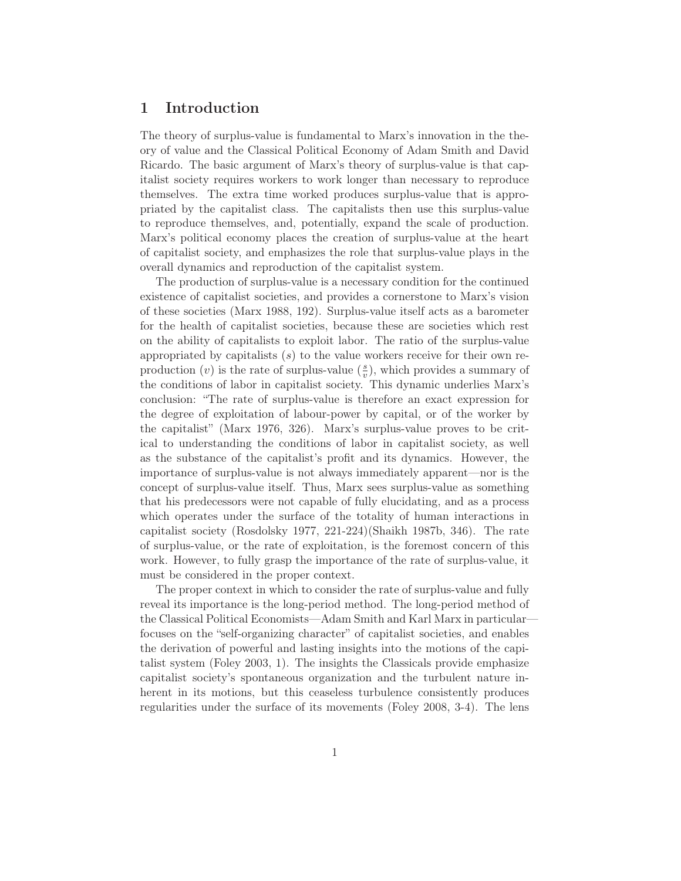# 1 Introduction

The theory of surplus-value is fundamental to Marx's innovation in the theory of value and the Classical Political Economy of Adam Smith and David Ricardo. The basic argument of Marx's theory of surplus-value is that capitalist society requires workers to work longer than necessary to reproduce themselves. The extra time worked produces surplus-value that is appropriated by the capitalist class. The capitalists then use this surplus-value to reproduce themselves, and, potentially, expand the scale of production. Marx's political economy places the creation of surplus-value at the heart of capitalist society, and emphasizes the role that surplus-value plays in the overall dynamics and reproduction of the capitalist system.

The production of surplus-value is a necessary condition for the continued existence of capitalist societies, and provides a cornerstone to Marx's vision of these societies (Marx 1988, 192). Surplus-value itself acts as a barometer for the health of capitalist societies, because these are societies which rest on the ability of capitalists to exploit labor. The ratio of the surplus-value appropriated by capitalists ($s$) to the value workers receive for their own reproduction ($v$) is the rate of surplus-value ($\frac{s}{v}$), which provides a summary of the conditions of labor in capitalist society. This dynamic underlies Marx's conclusion: "The rate of surplus-value is therefore an exact expression for the degree of exploitation of labour-power by capital, or of the worker by the capitalist" (Marx 1976, 326). Marx's surplus-value proves to be critical to understanding the conditions of labor in capitalist society, as well as the substance of the capitalist's profit and its dynamics. However, the importance of surplus-value is not always immediately apparent—nor is the concept of surplus-value itself. Thus, Marx sees surplus-value as something that his predecessors were not capable of fully elucidating, and as a process which operates under the surface of the totality of human interactions in capitalist society (Rosdolsky 1977, 221-224)(Shaikh 1987b, 346). The rate of surplus-value, or the rate of exploitation, is the foremost concern of this work. However, to fully grasp the importance of the rate of surplus-value, it must be considered in the proper context.

The proper context in which to consider the rate of surplus-value and fully reveal its importance is the long-period method. The long-period method of the Classical Political Economists—Adam Smith and Karl Marx in particular—focuses on the "self-organizing character" of capitalist societies, and enables the derivation of powerful and lasting insights into the motions of the capitalist system (Foley 2003, 1). The insights the Classicals provide emphasize capitalist society's spontaneous organization and the turbulent nature inherent in its motions, but this ceaseless turbulence consistently produces regularities under the surface of its movements (Foley 2008, 3-4). The lens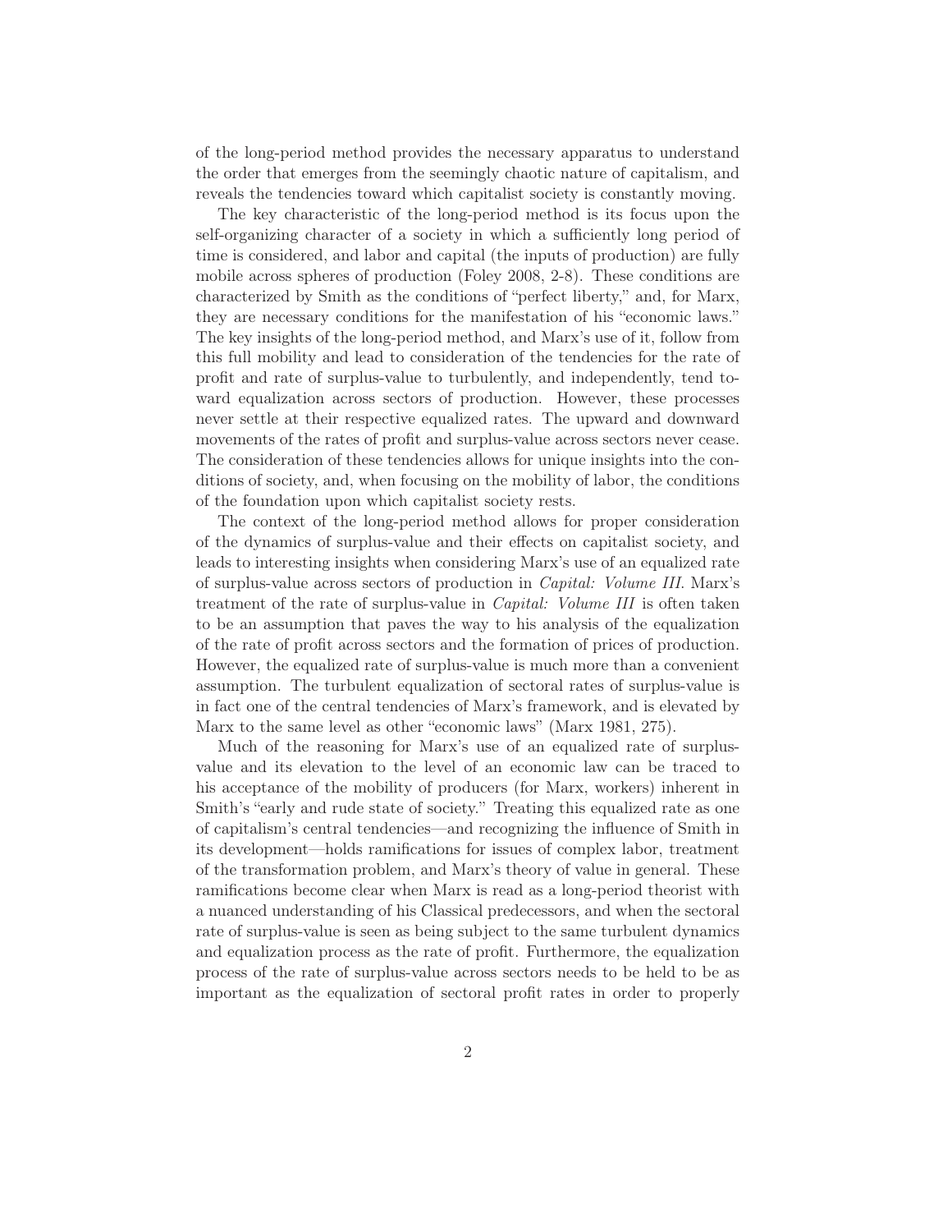of the long-period method provides the necessary apparatus to understand the order that emerges from the seemingly chaotic nature of capitalism, and reveals the tendencies toward which capitalist society is constantly moving.

The key characteristic of the long-period method is its focus upon the self-organizing character of a society in which a sufficiently long period of time is considered, and labor and capital (the inputs of production) are fully mobile across spheres of production (Foley 2008, 2-8). These conditions are characterized by Smith as the conditions of "perfect liberty," and, for Marx, they are necessary conditions for the manifestation of his "economic laws." The key insights of the long-period method, and Marx's use of it, follow from this full mobility and lead to consideration of the tendencies for the rate of profit and rate of surplus-value to turbulently, and independently, tend toward equalization across sectors of production. However, these processes never settle at their respective equalized rates. The upward and downward movements of the rates of profit and surplus-value across sectors never cease. The consideration of these tendencies allows for unique insights into the conditions of society, and, when focusing on the mobility of labor, the conditions of the foundation upon which capitalist society rests.

The context of the long-period method allows for proper consideration of the dynamics of surplus-value and their effects on capitalist society, and leads to interesting insights when considering Marx's use of an equalized rate of surplus-value across sectors of production in *Capital: Volume III*. Marx's treatment of the rate of surplus-value in *Capital: Volume III* is often taken to be an assumption that paves the way to his analysis of the equalization of the rate of profit across sectors and the formation of prices of production. However, the equalized rate of surplus-value is much more than a convenient assumption. The turbulent equalization of sectoral rates of surplus-value is in fact one of the central tendencies of Marx's framework, and is elevated by Marx to the same level as other "economic laws" (Marx 1981, 275).

Much of the reasoning for Marx's use of an equalized rate of surplus-value and its elevation to the level of an economic law can be traced to his acceptance of the mobility of producers (for Marx, workers) inherent in Smith's "early and rude state of society." Treating this equalized rate as one of capitalism's central tendencies—and recognizing the influence of Smith in its development—holds ramifications for issues of complex labor, treatment of the transformation problem, and Marx's theory of value in general. These ramifications become clear when Marx is read as a long-period theorist with a nuanced understanding of his Classical predecessors, and when the sectoral rate of surplus-value is seen as being subject to the same turbulent dynamics and equalization process as the rate of profit. Furthermore, the equalization process of the rate of surplus-value across sectors needs to be held to be as important as the equalization of sectoral profit rates in order to properly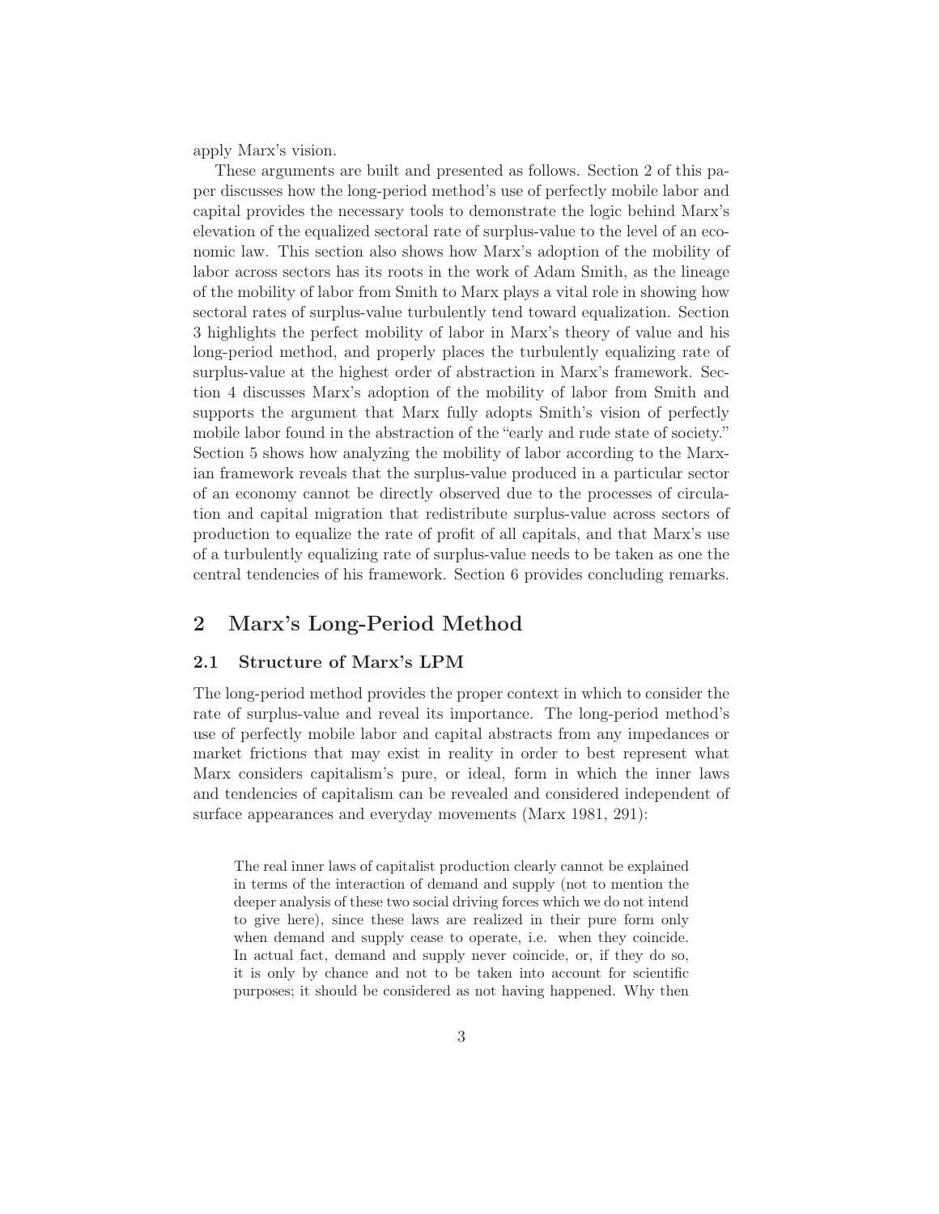apply Marx's vision.

These arguments are built and presented as follows. Section 2 of this paper discusses how the long-period method's use of perfectly mobile labor and capital provides the necessary tools to demonstrate the logic behind Marx's elevation of the equalized sectoral rate of surplus-value to the level of an economic law. This section also shows how Marx's adoption of the mobility of labor across sectors has its roots in the work of Adam Smith, as the lineage of the mobility of labor from Smith to Marx plays a vital role in showing how sectoral rates of surplus-value turbulently tend toward equalization. Section 3 highlights the perfect mobility of labor in Marx's theory of value and his long-period method, and properly places the turbulently equalizing rate of surplus-value at the highest order of abstraction in Marx's framework. Section 4 discusses Marx's adoption of the mobility of labor from Smith and supports the argument that Marx fully adopts Smith's vision of perfectly mobile labor found in the abstraction of the "early and rude state of society." Section 5 shows how analyzing the mobility of labor according to the Marxian framework reveals that the surplus-value produced in a particular sector of an economy cannot be directly observed due to the processes of circulation and capital migration that redistribute surplus-value across sectors of production to equalize the rate of profit of all capitals, and that Marx's use of a turbulently equalizing rate of surplus-value needs to be taken as one the central tendencies of his framework. Section 6 provides concluding remarks.

# 2 Marx's Long-Period Method

## 2.1 Structure of Marx's LPM

The long-period method provides the proper context in which to consider the rate of surplus-value and reveal its importance. The long-period method's use of perfectly mobile labor and capital abstracts from any impedances or market frictions that may exist in reality in order to best represent what Marx considers capitalism's pure, or ideal, form in which the inner laws and tendencies of capitalism can be revealed and considered independent of surface appearances and everyday movements (Marx 1981, 291):

> The real inner laws of capitalist production clearly cannot be explained in terms of the interaction of demand and supply (not to mention the deeper analysis of these two social driving forces which we do not intend to give here), since these laws are realized in their pure form only when demand and supply cease to operate, i.e. when they coincide. In actual fact, demand and supply never coincide, or, if they do so, it is only by chance and not to be taken into account for scientific purposes; it should be considered as not having happened. Why then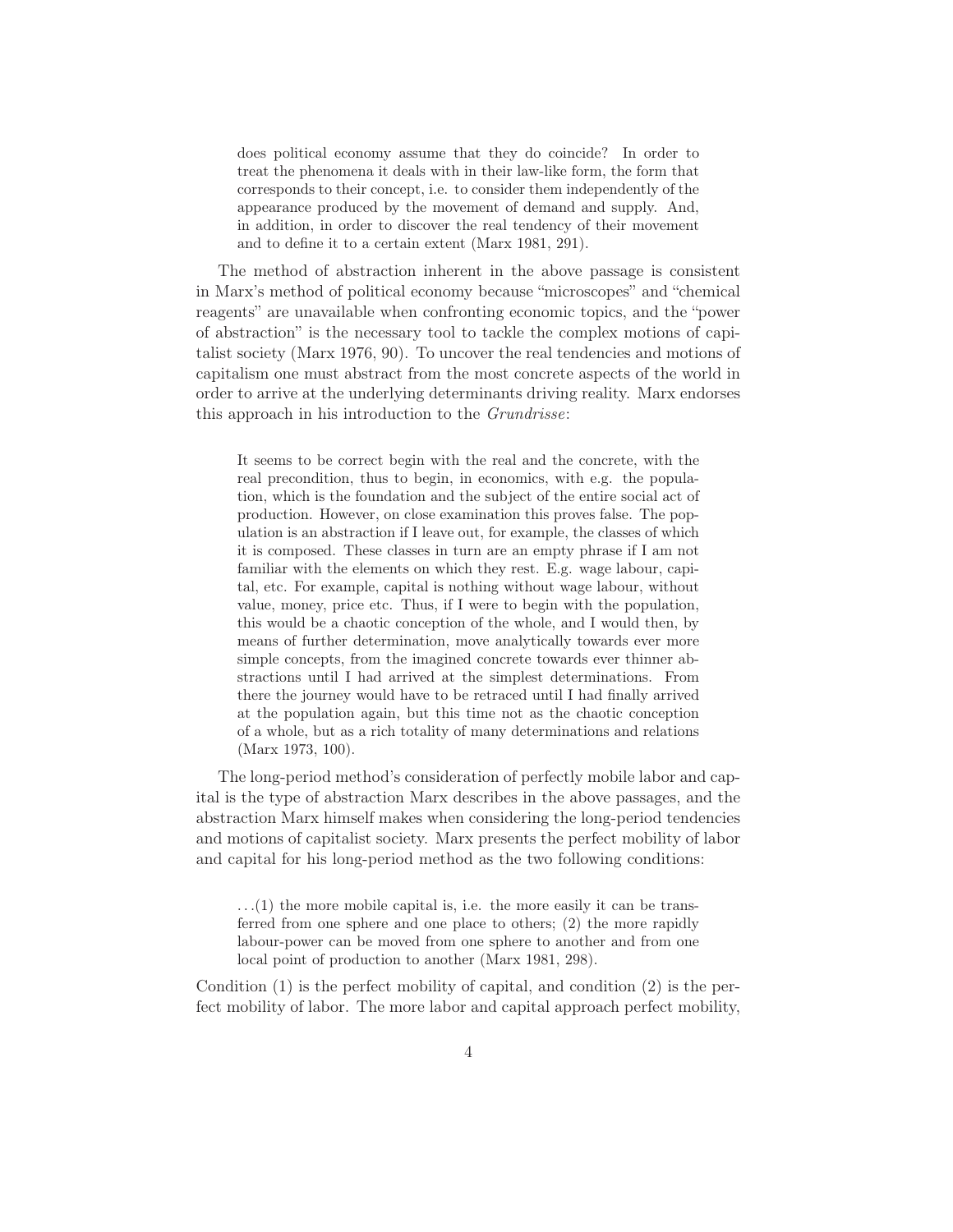> does political economy assume that they do coincide? In order to treat the phenomena it deals with in their law-like form, the form that corresponds to their concept, i.e. to consider them independently of the appearance produced by the movement of demand and supply. And, in addition, in order to discover the real tendency of their movement and to define it to a certain extent (Marx 1981, 291).

The method of abstraction inherent in the above passage is consistent in Marx's method of political economy because "microscopes" and "chemical reagents" are unavailable when confronting economic topics, and the "power of abstraction" is the necessary tool to tackle the complex motions of capitalist society (Marx 1976, 90). To uncover the real tendencies and motions of capitalism one must abstract from the most concrete aspects of the world in order to arrive at the underlying determinants driving reality. Marx endorses this approach in his introduction to the *Grundrisse*:

> It seems to be correct begin with the real and the concrete, with the real precondition, thus to begin, in economics, with e.g. the population, which is the foundation and the subject of the entire social act of production. However, on close examination this proves false. The population is an abstraction if I leave out, for example, the classes of which it is composed. These classes in turn are an empty phrase if I am not familiar with the elements on which they rest. E.g. wage labour, capital, etc. For example, capital is nothing without wage labour, without value, money, price etc. Thus, if I were to begin with the population, this would be a chaotic conception of the whole, and I would then, by means of further determination, move analytically towards ever more simple concepts, from the imagined concrete towards ever thinner abstractions until I had arrived at the simplest determinations. From there the journey would have to be retraced until I had finally arrived at the population again, but this time not as the chaotic conception of a whole, but as a rich totality of many determinations and relations (Marx 1973, 100).

The long-period method's consideration of perfectly mobile labor and capital is the type of abstraction Marx describes in the above passages, and the abstraction Marx himself makes when considering the long-period tendencies and motions of capitalist society. Marx presents the perfect mobility of labor and capital for his long-period method as the two following conditions:

> ...(1) the more mobile capital is, i.e. the more easily it can be transferred from one sphere and one place to others; (2) the more rapidly labour-power can be moved from one sphere to another and from one local point of production to another (Marx 1981, 298).

Condition (1) is the perfect mobility of capital, and condition (2) is the perfect mobility of labor. The more labor and capital approach perfect mobility,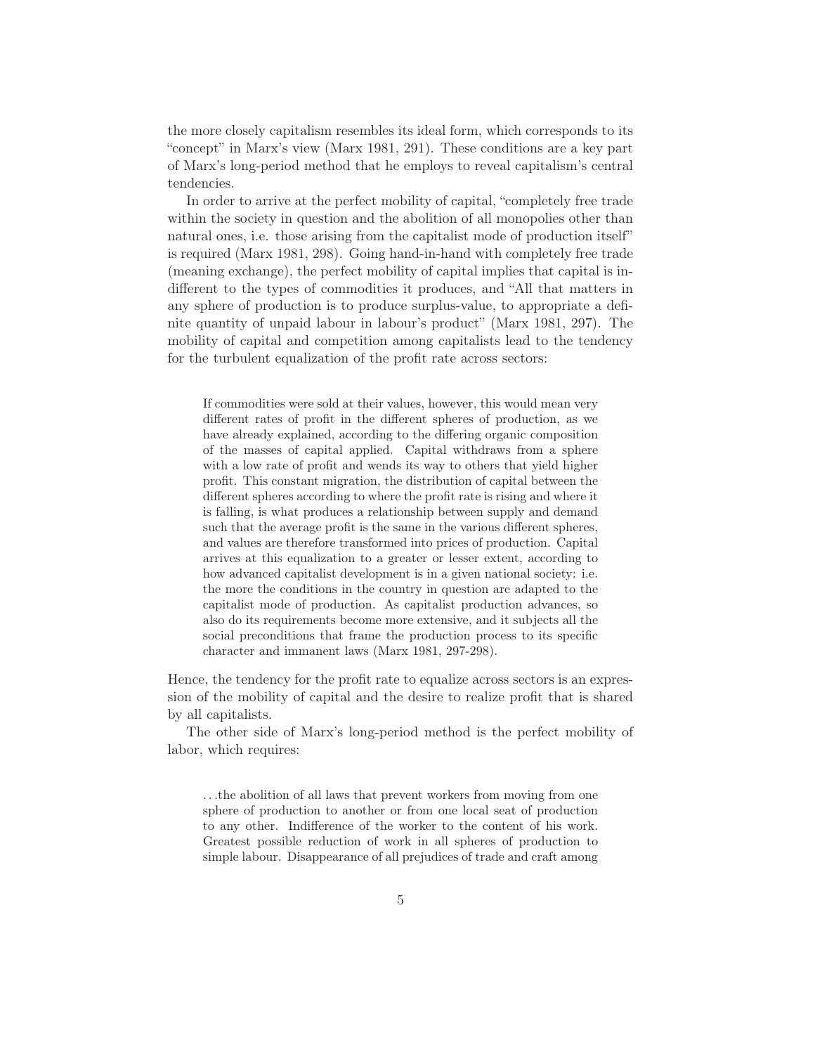the more closely capitalism resembles its ideal form, which corresponds to its "concept" in Marx's view (Marx 1981, 291). These conditions are a key part of Marx's long-period method that he employs to reveal capitalism's central tendencies.

In order to arrive at the perfect mobility of capital, "completely free trade within the society in question and the abolition of all monopolies other than natural ones, i.e. those arising from the capitalist mode of production itself" is required (Marx 1981, 298). Going hand-in-hand with completely free trade (meaning exchange), the perfect mobility of capital implies that capital is indifferent to the types of commodities it produces, and "All that matters in any sphere of production is to produce surplus-value, to appropriate a definite quantity of unpaid labour in labour's product" (Marx 1981, 297). The mobility of capital and competition among capitalists lead to the tendency for the turbulent equalization of the profit rate across sectors:

> If commodities were sold at their values, however, this would mean very different rates of profit in the different spheres of production, as we have already explained, according to the differing organic composition of the masses of capital applied. Capital withdraws from a sphere with a low rate of profit and wends its way to others that yield higher profit. This constant migration, the distribution of capital between the different spheres according to where the profit rate is rising and where it is falling, is what produces a relationship between supply and demand such that the average profit is the same in the various different spheres, and values are therefore transformed into prices of production. Capital arrives at this equalization to a greater or lesser extent, according to how advanced capitalist development is in a given national society: i.e. the more the conditions in the country in question are adapted to the capitalist mode of production. As capitalist production advances, so also do its requirements become more extensive, and it subjects all the social preconditions that frame the production process to its specific character and immanent laws (Marx 1981, 297-298).

Hence, the tendency for the profit rate to equalize across sectors is an expression of the mobility of capital and the desire to realize profit that is shared by all capitalists.

The other side of Marx's long-period method is the perfect mobility of labor, which requires:

> ...the abolition of all laws that prevent workers from moving from one sphere of production to another or from one local seat of production to any other. Indifference of the worker to the content of his work. Greatest possible reduction of work in all spheres of production to simple labour. Disappearance of all prejudices of trade and craft among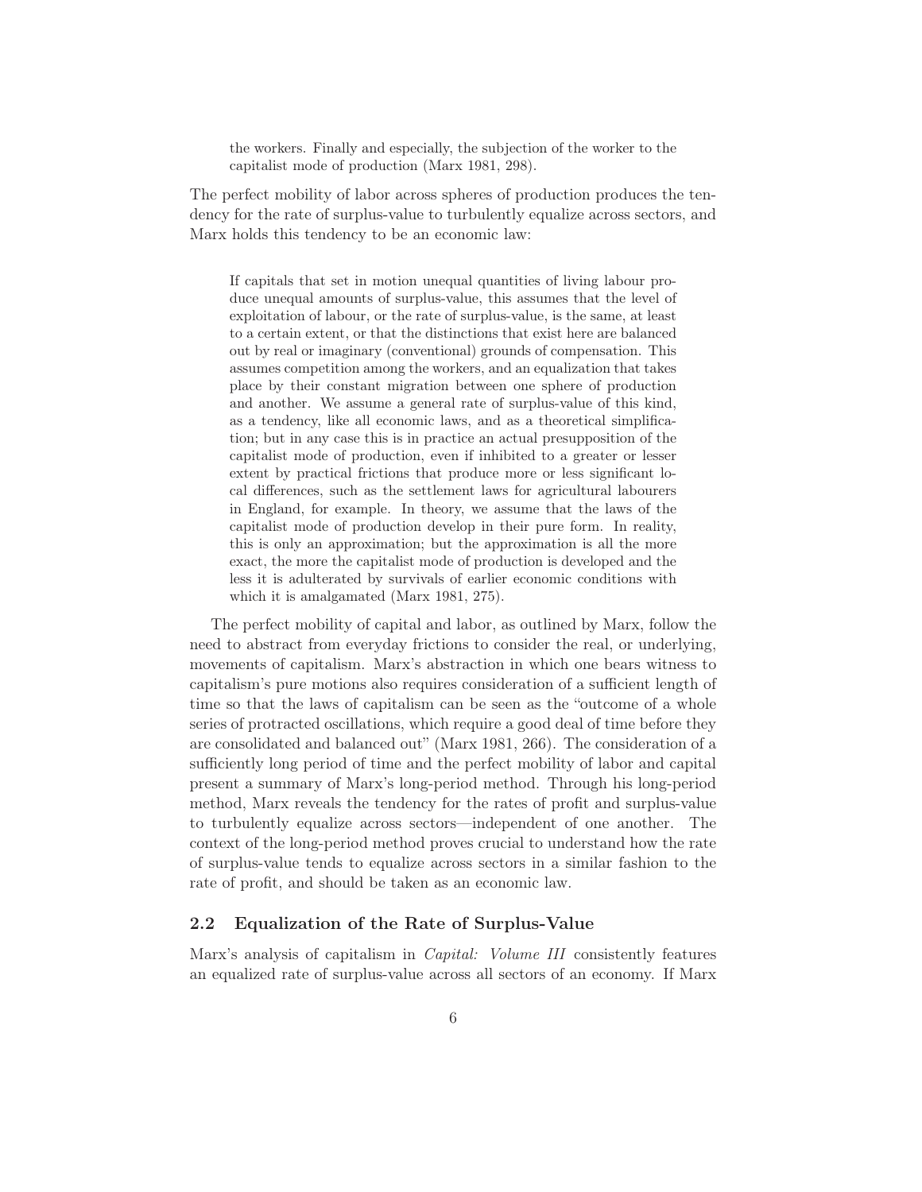> the workers. Finally and especially, the subjection of the worker to the capitalist mode of production (Marx 1981, 298).

The perfect mobility of labor across spheres of production produces the tendency for the rate of surplus-value to turbulently equalize across sectors, and Marx holds this tendency to be an economic law:

> If capitals that set in motion unequal quantities of living labour produce unequal amounts of surplus-value, this assumes that the level of exploitation of labour, or the rate of surplus-value, is the same, at least to a certain extent, or that the distinctions that exist here are balanced out by real or imaginary (conventional) grounds of compensation. This assumes competition among the workers, and an equalization that takes place by their constant migration between one sphere of production and another. We assume a general rate of surplus-value of this kind, as a tendency, like all economic laws, and as a theoretical simplification; but in any case this is in practice an actual presupposition of the capitalist mode of production, even if inhibited to a greater or lesser extent by practical frictions that produce more or less significant local differences, such as the settlement laws for agricultural labourers in England, for example. In theory, we assume that the laws of the capitalist mode of production develop in their pure form. In reality, this is only an approximation; but the approximation is all the more exact, the more the capitalist mode of production is developed and the less it is adulterated by survivals of earlier economic conditions with which it is amalgamated (Marx 1981, 275).

The perfect mobility of capital and labor, as outlined by Marx, follow the need to abstract from everyday frictions to consider the real, or underlying, movements of capitalism. Marx's abstraction in which one bears witness to capitalism's pure motions also requires consideration of a sufficient length of time so that the laws of capitalism can be seen as the "outcome of a whole series of protracted oscillations, which require a good deal of time before they are consolidated and balanced out" (Marx 1981, 266). The consideration of a sufficiently long period of time and the perfect mobility of labor and capital present a summary of Marx's long-period method. Through his long-period method, Marx reveals the tendency for the rates of profit and surplus-value to turbulently equalize across sectors—independent of one another. The context of the long-period method proves crucial to understand how the rate of surplus-value tends to equalize across sectors in a similar fashion to the rate of profit, and should be taken as an economic law.

### 2.2 Equalization of the Rate of Surplus-Value

Marx's analysis of capitalism in *Capital: Volume III* consistently features an equalized rate of surplus-value across all sectors of an economy. If Marx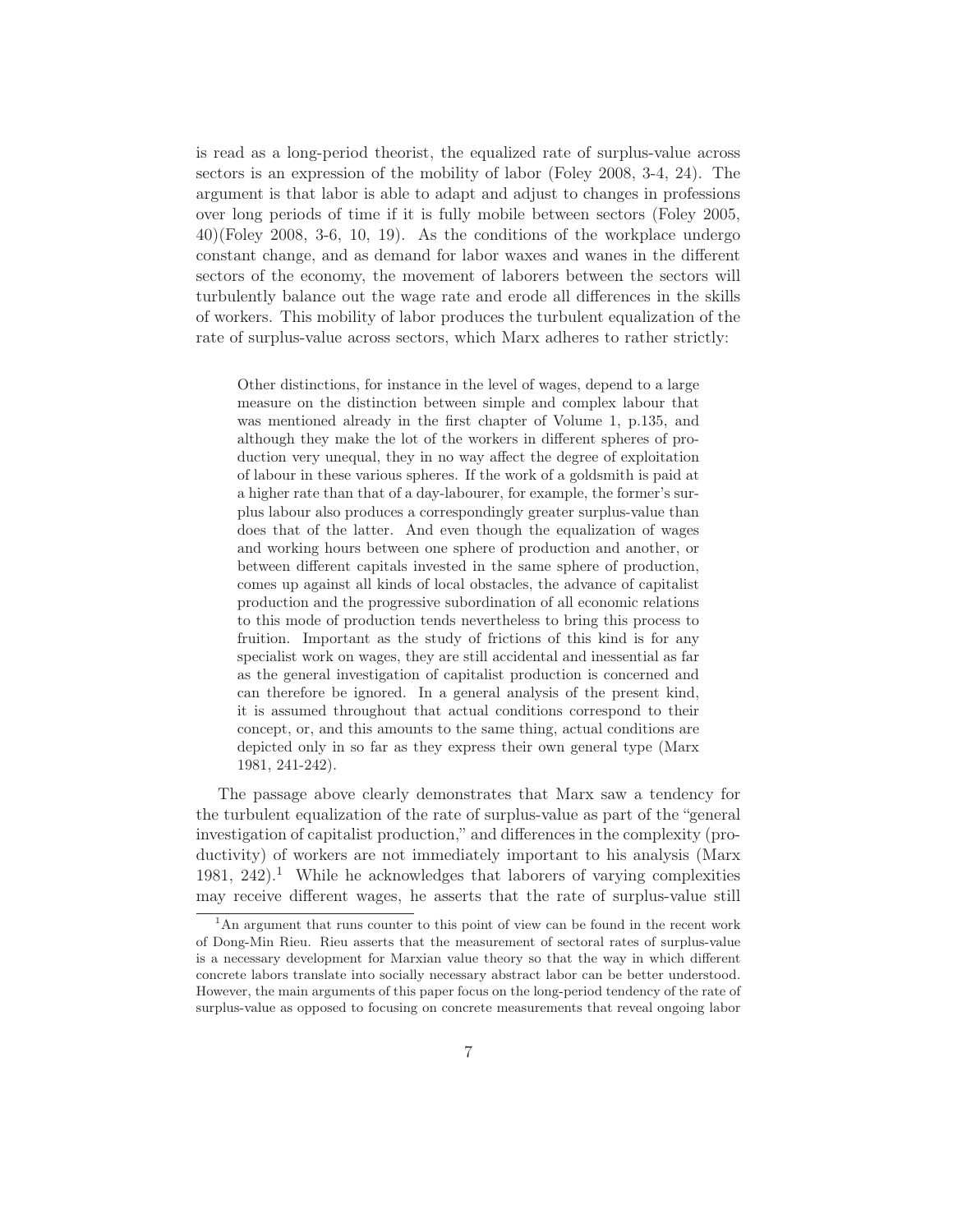is read as a long-period theorist, the equalized rate of surplus-value across sectors is an expression of the mobility of labor (Foley 2008, 3-4, 24). The argument is that labor is able to adapt and adjust to changes in professions over long periods of time if it is fully mobile between sectors (Foley 2005, 40)(Foley 2008, 3-6, 10, 19). As the conditions of the workplace undergo constant change, and as demand for labor waxes and wanes in the different sectors of the economy, the movement of laborers between the sectors will turbulently balance out the wage rate and erode all differences in the skills of workers. This mobility of labor produces the turbulent equalization of the rate of surplus-value across sectors, which Marx adheres to rather strictly:

> Other distinctions, for instance in the level of wages, depend to a large measure on the distinction between simple and complex labour that was mentioned already in the first chapter of Volume 1, p.135, and although they make the lot of the workers in different spheres of production very unequal, they in no way affect the degree of exploitation of labour in these various spheres. If the work of a goldsmith is paid at a higher rate than that of a day-labourer, for example, the former's surplus labour also produces a correspondingly greater surplus-value than does that of the latter. And even though the equalization of wages and working hours between one sphere of production and another, or between different capitals invested in the same sphere of production, comes up against all kinds of local obstacles, the advance of capitalist production and the progressive subordination of all economic relations to this mode of production tends nevertheless to bring this process to fruition. Important as the study of frictions of this kind is for any specialist work on wages, they are still accidental and inessential as far as the general investigation of capitalist production is concerned and can therefore be ignored. In a general analysis of the present kind, it is assumed throughout that actual conditions correspond to their concept, or, and this amounts to the same thing, actual conditions are depicted only in so far as they express their own general type (Marx 1981, 241-242).

The passage above clearly demonstrates that Marx saw a tendency for the turbulent equalization of the rate of surplus-value as part of the "general investigation of capitalist production," and differences in the complexity (productivity) of workers are not immediately important to his analysis (Marx 1981, 242).[1] While he acknowledges that laborers of varying complexities may receive different wages, he asserts that the rate of surplus-value still

[1] An argument that runs counter to this point of view can be found in the recent work of Dong-Min Rieu. Rieu asserts that the measurement of sectoral rates of surplus-value is a necessary development for Marxian value theory so that the way in which different concrete labors translate into socially necessary abstract labor can be better understood. However, the main arguments of this paper focus on the long-period tendency of the rate of surplus-value as opposed to focusing on concrete measurements that reveal ongoing labor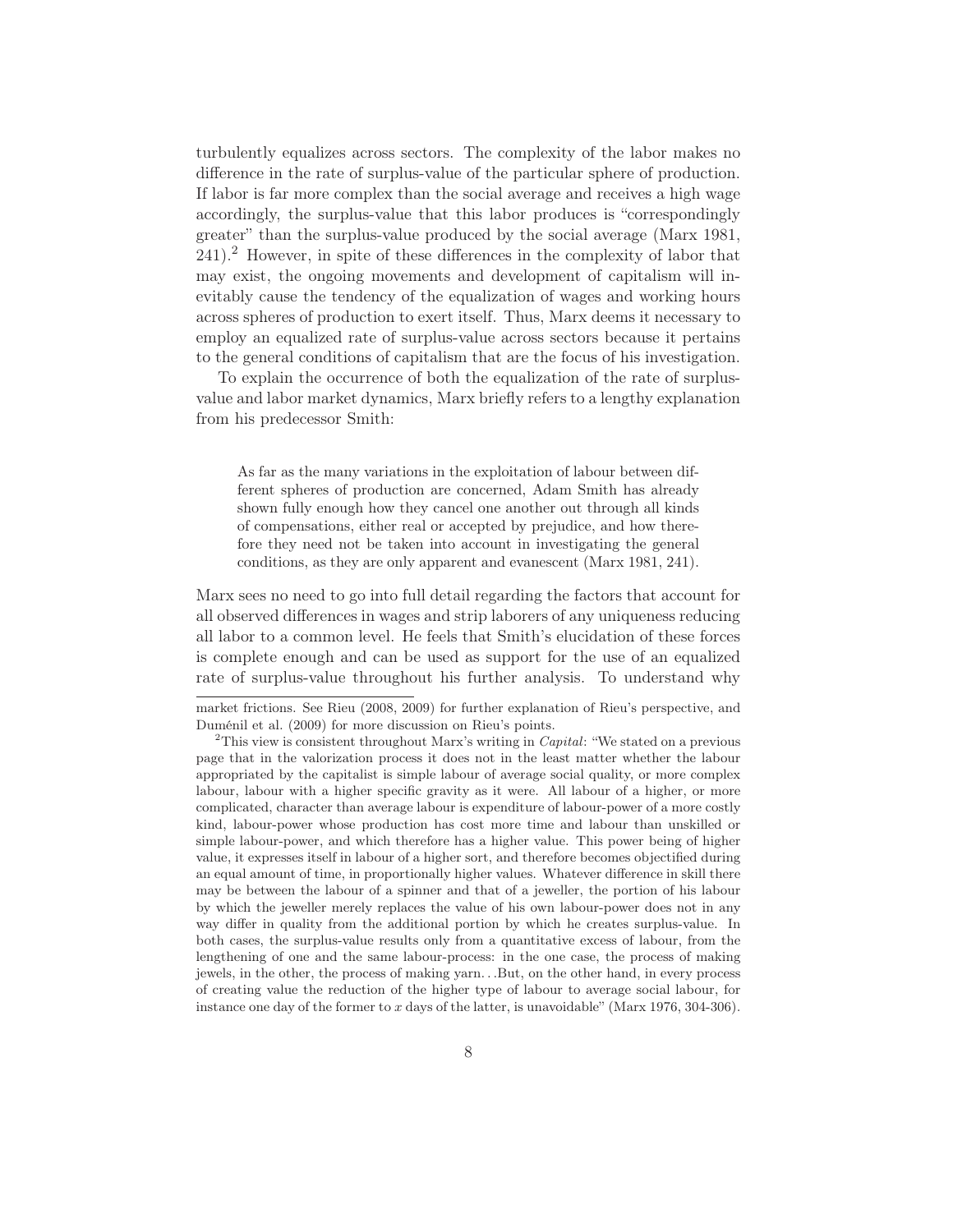turbulently equalizes across sectors. The complexity of the labor makes no difference in the rate of surplus-value of the particular sphere of production. If labor is far more complex than the social average and receives a high wage accordingly, the surplus-value that this labor produces is "correspondingly greater" than the surplus-value produced by the social average (Marx 1981, 241).[2] However, in spite of these differences in the complexity of labor that may exist, the ongoing movements and development of capitalism will inevitably cause the tendency of the equalization of wages and working hours across spheres of production to exert itself. Thus, Marx deems it necessary to employ an equalized rate of surplus-value across sectors because it pertains to the general conditions of capitalism that are the focus of his investigation.

To explain the occurrence of both the equalization of the rate of surplus-value and labor market dynamics, Marx briefly refers to a lengthy explanation from his predecessor Smith:

> As far as the many variations in the exploitation of labour between different spheres of production are concerned, Adam Smith has already shown fully enough how they cancel one another out through all kinds of compensations, either real or accepted by prejudice, and how therefore they need not be taken into account in investigating the general conditions, as they are only apparent and evanescent (Marx 1981, 241).

Marx sees no need to go into full detail regarding the factors that account for all observed differences in wages and strip laborers of any uniqueness reducing all labor to a common level. He feels that Smith's elucidation of these forces is complete enough and can be used as support for the use of an equalized rate of surplus-value throughout his further analysis. To understand why

---

market frictions. See Rieu (2008, 2009) for further explanation of Rieu's perspective, and Duménil et al. (2009) for more discussion on Rieu's points.

[2] This view is consistent throughout Marx's writing in *Capital*: "We stated on a previous page that in the valorization process it does not in the least matter whether the labour appropriated by the capitalist is simple labour of average social quality, or more complex labour, labour with a higher specific gravity as it were. All labour of a higher, or more complicated, character than average labour is expenditure of labour-power of a more costly kind, labour-power whose production has cost more time and labour than unskilled or simple labour-power, and which therefore has a higher value. This power being of higher value, it expresses itself in labour of a higher sort, and therefore becomes objectified during an equal amount of time, in proportionally higher values. Whatever difference in skill there may be between the labour of a spinner and that of a jeweller, the portion of his labour by which the jeweller merely replaces the value of his own labour-power does not in any way differ in quality from the additional portion by which he creates surplus-value. In both cases, the surplus-value results only from a quantitative excess of labour, from the lengthening of one and the same labour-process: in the one case, the process of making jewels, in the other, the process of making yarn. . .But, on the other hand, in every process of creating value the reduction of the higher type of labour to average social labour, for instance one day of the former to $x$ days of the latter, is unavoidable" (Marx 1976, 304-306).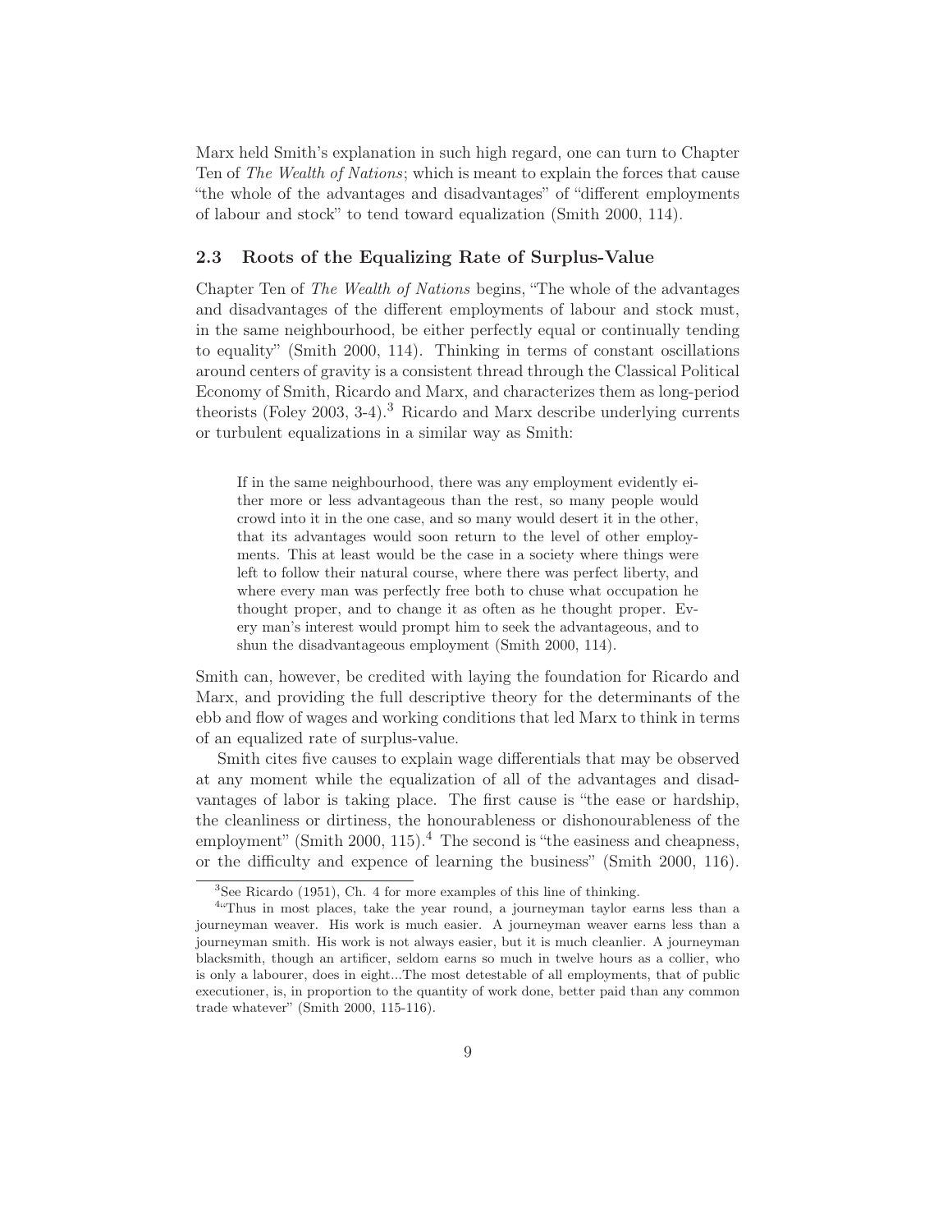Marx held Smith's explanation in such high regard, one can turn to Chapter Ten of *The Wealth of Nations*; which is meant to explain the forces that cause "the whole of the advantages and disadvantages" of "different employments of labour and stock" to tend toward equalization (Smith 2000, 114).

### 2.3 Roots of the Equalizing Rate of Surplus-Value

Chapter Ten of *The Wealth of Nations* begins, "The whole of the advantages and disadvantages of the different employments of labour and stock must, in the same neighbourhood, be either perfectly equal or continually tending to equality" (Smith 2000, 114). Thinking in terms of constant oscillations around centers of gravity is a consistent thread through the Classical Political Economy of Smith, Ricardo and Marx, and characterizes them as long-period theorists (Foley 2003, 3-4).[3] Ricardo and Marx describe underlying currents or turbulent equalizations in a similar way as Smith:

> If in the same neighbourhood, there was any employment evidently either more or less advantageous than the rest, so many people would crowd into it in the one case, and so many would desert it in the other, that its advantages would soon return to the level of other employments. This at least would be the case in a society where things were left to follow their natural course, where there was perfect liberty, and where every man was perfectly free both to chuse what occupation he thought proper, and to change it as often as he thought proper. Every man's interest would prompt him to seek the advantageous, and to shun the disadvantageous employment (Smith 2000, 114).

Smith can, however, be credited with laying the foundation for Ricardo and Marx, and providing the full descriptive theory for the determinants of the ebb and flow of wages and working conditions that led Marx to think in terms of an equalized rate of surplus-value.

Smith cites five causes to explain wage differentials that may be observed at any moment while the equalization of all of the advantages and disadvantages of labor is taking place. The first cause is "the ease or hardship, the cleanliness or dirtiness, the honourableness or dishonourableness of the employment" (Smith 2000, 115).[4] The second is "the easiness and cheapness, or the difficulty and expence of learning the business" (Smith 2000, 116).

---

[3] See Ricardo (1951), Ch. 4 for more examples of this line of thinking.

[4] "Thus in most places, take the year round, a journeyman taylor earns less than a journeyman weaver. His work is much easier. A journeyman weaver earns less than a journeyman smith. His work is not always easier, but it is much cleanlier. A journeyman blacksmith, though an artificer, seldom earns so much in twelve hours as a collier, who is only a labourer, does in eight...The most detestable of all employments, that of public executioner, is, in proportion to the quantity of work done, better paid than any common trade whatever" (Smith 2000, 115-116).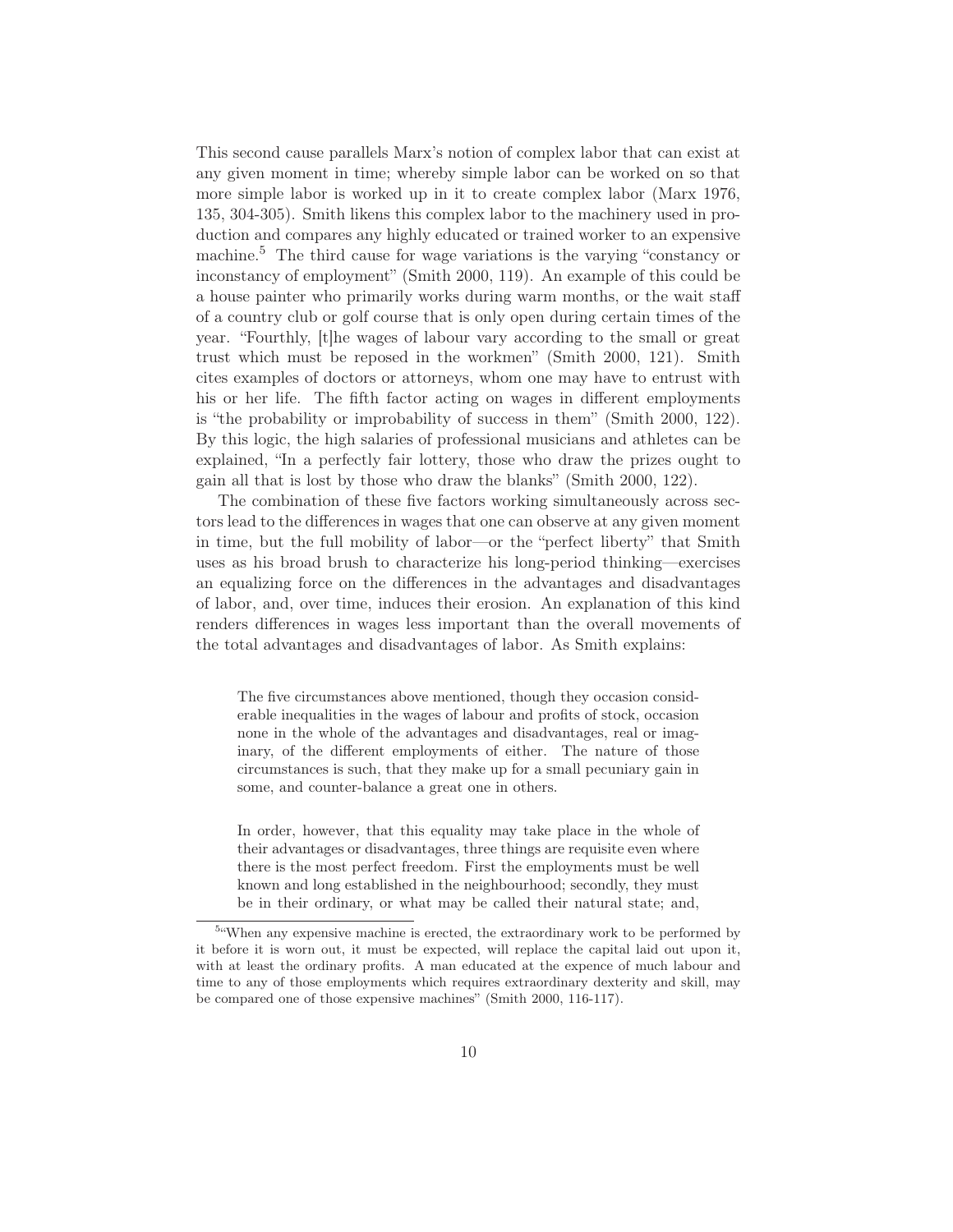This second cause parallels Marx's notion of complex labor that can exist at any given moment in time; whereby simple labor can be worked on so that more simple labor is worked up in it to create complex labor (Marx 1976, 135, 304-305). Smith likens this complex labor to the machinery used in production and compares any highly educated or trained worker to an expensive machine.[5] The third cause for wage variations is the varying "constancy or inconstancy of employment" (Smith 2000, 119). An example of this could be a house painter who primarily works during warm months, or the wait staff of a country club or golf course that is only open during certain times of the year. "Fourthly, [t]he wages of labour vary according to the small or great trust which must be reposed in the workmen" (Smith 2000, 121). Smith cites examples of doctors or attorneys, whom one may have to entrust with his or her life. The fifth factor acting on wages in different employments is "the probability or improbability of success in them" (Smith 2000, 122). By this logic, the high salaries of professional musicians and athletes can be explained, "In a perfectly fair lottery, those who draw the prizes ought to gain all that is lost by those who draw the blanks" (Smith 2000, 122).

The combination of these five factors working simultaneously across sectors lead to the differences in wages that one can observe at any given moment in time, but the full mobility of labor—or the "perfect liberty" that Smith uses as his broad brush to characterize his long-period thinking—exercises an equalizing force on the differences in the advantages and disadvantages of labor, and, over time, induces their erosion. An explanation of this kind renders differences in wages less important than the overall movements of the total advantages and disadvantages of labor. As Smith explains:

> The five circumstances above mentioned, though they occasion considerable inequalities in the wages of labour and profits of stock, occasion none in the whole of the advantages and disadvantages, real or imaginary, of the different employments of either. The nature of those circumstances is such, that they make up for a small pecuniary gain in some, and counter-balance a great one in others.
>
> In order, however, that this equality may take place in the whole of their advantages or disadvantages, three things are requisite even where there is the most perfect freedom. First the employments must be well known and long established in the neighbourhood; secondly, they must be in their ordinary, or what may be called their natural state; and,

[5] "When any expensive machine is erected, the extraordinary work to be performed by it before it is worn out, it must be expected, will replace the capital laid out upon it, with at least the ordinary profits. A man educated at the expence of much labour and time to any of those employments which requires extraordinary dexterity and skill, may be compared one of those expensive machines" (Smith 2000, 116-117).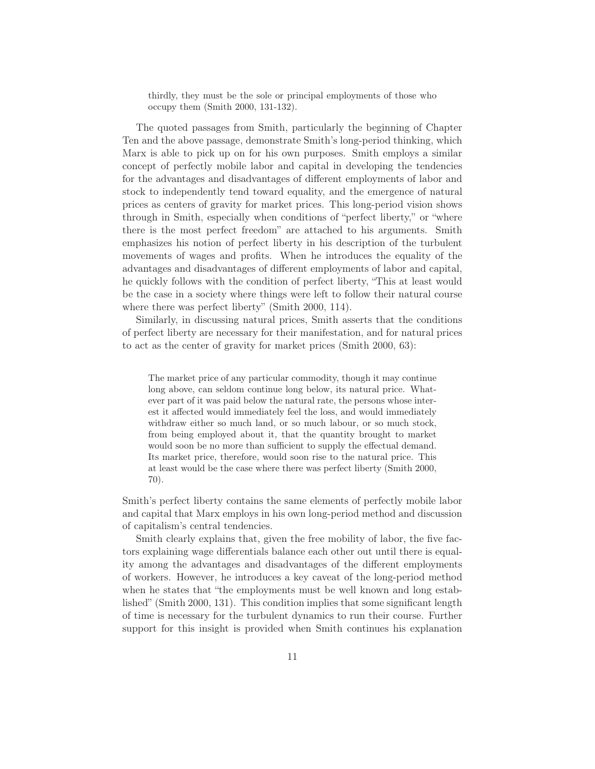> thirdly, they must be the sole or principal employments of those who occupy them (Smith 2000, 131-132).

The quoted passages from Smith, particularly the beginning of Chapter Ten and the above passage, demonstrate Smith's long-period thinking, which Marx is able to pick up on for his own purposes. Smith employs a similar concept of perfectly mobile labor and capital in developing the tendencies for the advantages and disadvantages of different employments of labor and stock to independently tend toward equality, and the emergence of natural prices as centers of gravity for market prices. This long-period vision shows through in Smith, especially when conditions of "perfect liberty," or "where there is the most perfect freedom" are attached to his arguments. Smith emphasizes his notion of perfect liberty in his description of the turbulent movements of wages and profits. When he introduces the equality of the advantages and disadvantages of different employments of labor and capital, he quickly follows with the condition of perfect liberty, "This at least would be the case in a society where things were left to follow their natural course where there was perfect liberty" (Smith 2000, 114).

Similarly, in discussing natural prices, Smith asserts that the conditions of perfect liberty are necessary for their manifestation, and for natural prices to act as the center of gravity for market prices (Smith 2000, 63):

> The market price of any particular commodity, though it may continue long above, can seldom continue long below, its natural price. Whatever part of it was paid below the natural rate, the persons whose interest it affected would immediately feel the loss, and would immediately withdraw either so much land, or so much labour, or so much stock, from being employed about it, that the quantity brought to market would soon be no more than sufficient to supply the effectual demand. Its market price, therefore, would soon rise to the natural price. This at least would be the case where there was perfect liberty (Smith 2000, 70).

Smith's perfect liberty contains the same elements of perfectly mobile labor and capital that Marx employs in his own long-period method and discussion of capitalism's central tendencies.

Smith clearly explains that, given the free mobility of labor, the five factors explaining wage differentials balance each other out until there is equality among the advantages and disadvantages of the different employments of workers. However, he introduces a key caveat of the long-period method when he states that "the employments must be well known and long established" (Smith 2000, 131). This condition implies that some significant length of time is necessary for the turbulent dynamics to run their course. Further support for this insight is provided when Smith continues his explanation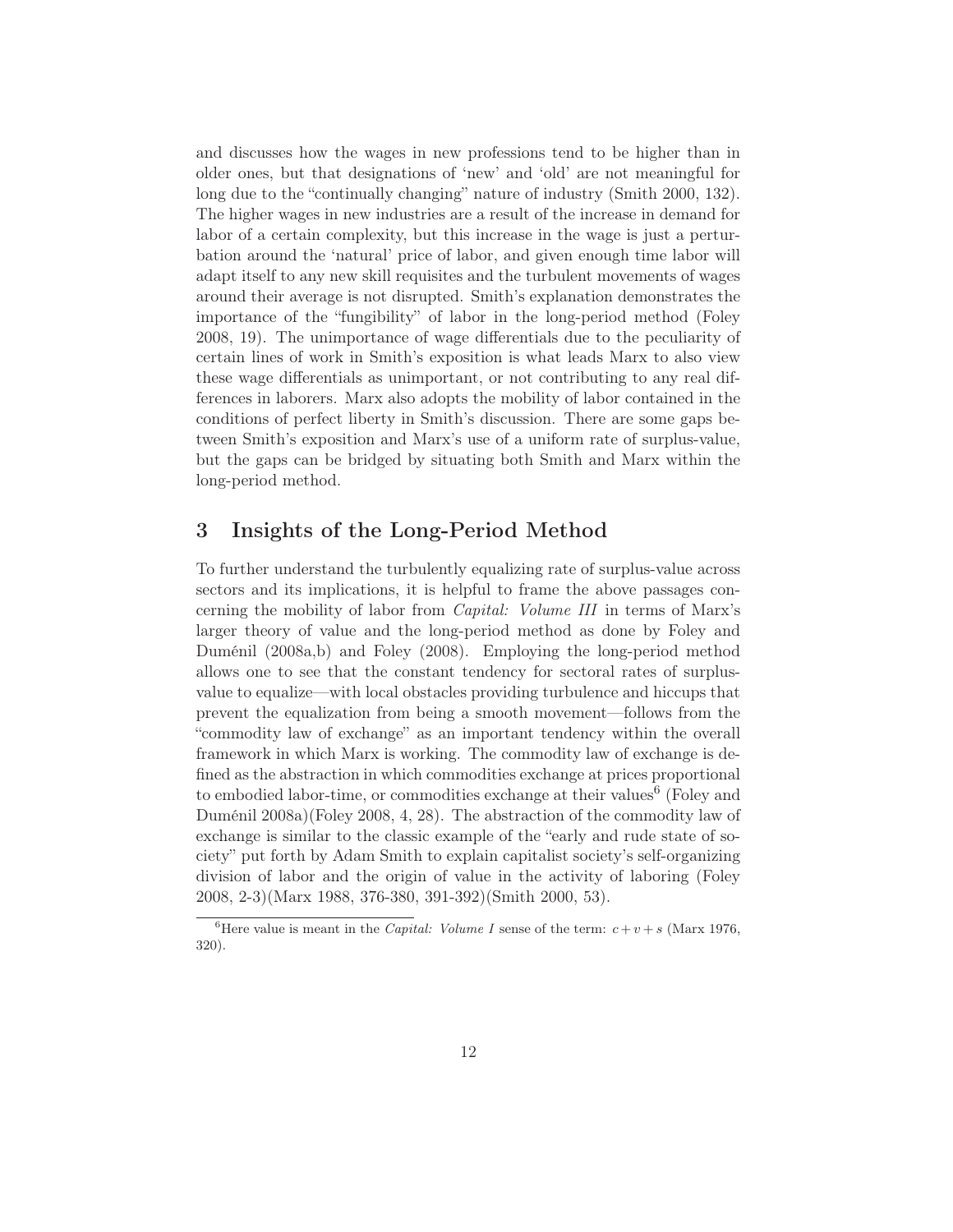and discusses how the wages in new professions tend to be higher than in older ones, but that designations of 'new' and 'old' are not meaningful for long due to the "continually changing" nature of industry (Smith 2000, 132). The higher wages in new industries are a result of the increase in demand for labor of a certain complexity, but this increase in the wage is just a perturbation around the 'natural' price of labor, and given enough time labor will adapt itself to any new skill requisites and the turbulent movements of wages around their average is not disrupted. Smith's explanation demonstrates the importance of the "fungibility" of labor in the long-period method (Foley 2008, 19). The unimportance of wage differentials due to the peculiarity of certain lines of work in Smith's exposition is what leads Marx to also view these wage differentials as unimportant, or not contributing to any real differences in laborers. Marx also adopts the mobility of labor contained in the conditions of perfect liberty in Smith's discussion. There are some gaps between Smith's exposition and Marx's use of a uniform rate of surplus-value, but the gaps can be bridged by situating both Smith and Marx within the long-period method.

## 3 Insights of the Long-Period Method

To further understand the turbulently equalizing rate of surplus-value across sectors and its implications, it is helpful to frame the above passages concerning the mobility of labor from *Capital: Volume III* in terms of Marx's larger theory of value and the long-period method as done by Foley and Duménil (2008a,b) and Foley (2008). Employing the long-period method allows one to see that the constant tendency for sectoral rates of surplus-value to equalize—with local obstacles providing turbulence and hiccups that prevent the equalization from being a smooth movement—follows from the "commodity law of exchange" as an important tendency within the overall framework in which Marx is working. The commodity law of exchange is defined as the abstraction in which commodities exchange at prices proportional to embodied labor-time, or commodities exchange at their values[6] (Foley and Duménil 2008a)(Foley 2008, 4, 28). The abstraction of the commodity law of exchange is similar to the classic example of the "early and rude state of society" put forth by Adam Smith to explain capitalist society's self-organizing division of labor and the origin of value in the activity of laboring (Foley 2008, 2-3)(Marx 1988, 376-380, 391-392)(Smith 2000, 53).

[6]Here value is meant in the *Capital: Volume I* sense of the term: $c + v + s$ (Marx 1976, 320).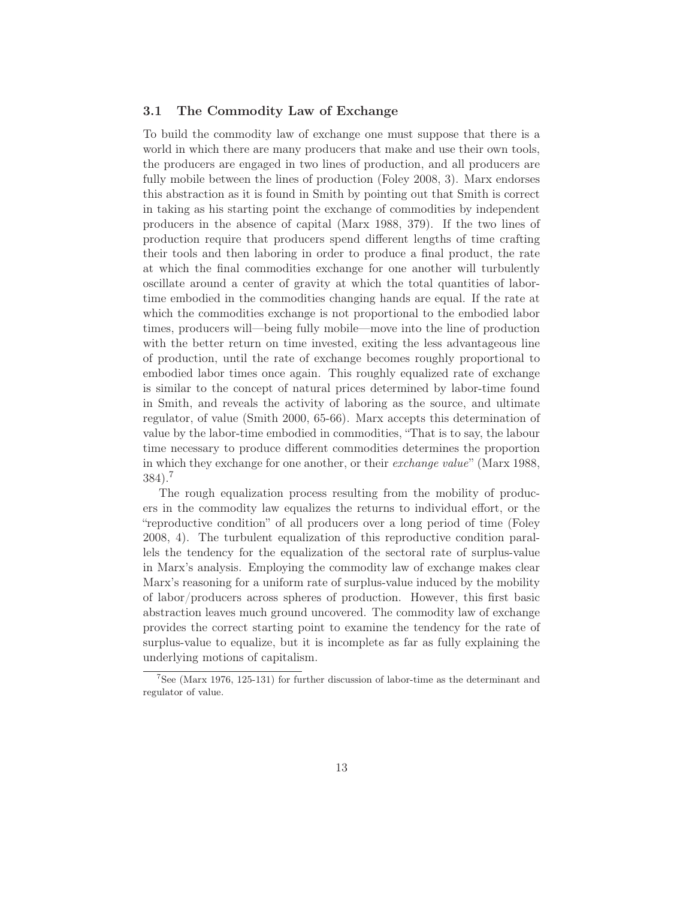### 3.1 The Commodity Law of Exchange

To build the commodity law of exchange one must suppose that there is a world in which there are many producers that make and use their own tools, the producers are engaged in two lines of production, and all producers are fully mobile between the lines of production (Foley 2008, 3). Marx endorses this abstraction as it is found in Smith by pointing out that Smith is correct in taking as his starting point the exchange of commodities by independent producers in the absence of capital (Marx 1988, 379). If the two lines of production require that producers spend different lengths of time crafting their tools and then laboring in order to produce a final product, the rate at which the final commodities exchange for one another will turbulently oscillate around a center of gravity at which the total quantities of labor-time embodied in the commodities changing hands are equal. If the rate at which the commodities exchange is not proportional to the embodied labor times, producers will—being fully mobile—move into the line of production with the better return on time invested, exiting the less advantageous line of production, until the rate of exchange becomes roughly proportional to embodied labor times once again. This roughly equalized rate of exchange is similar to the concept of natural prices determined by labor-time found in Smith, and reveals the activity of laboring as the source, and ultimate regulator, of value (Smith 2000, 65-66). Marx accepts this determination of value by the labor-time embodied in commodities, "That is to say, the labour time necessary to produce different commodities determines the proportion in which they exchange for one another, or their *exchange value*" (Marx 1988, 384).[7]

The rough equalization process resulting from the mobility of producers in the commodity law equalizes the returns to individual effort, or the "reproductive condition" of all producers over a long period of time (Foley 2008, 4). The turbulent equalization of this reproductive condition parallels the tendency for the equalization of the sectoral rate of surplus-value in Marx's analysis. Employing the commodity law of exchange makes clear Marx's reasoning for a uniform rate of surplus-value induced by the mobility of labor/producers across spheres of production. However, this first basic abstraction leaves much ground uncovered. The commodity law of exchange provides the correct starting point to examine the tendency for the rate of surplus-value to equalize, but it is incomplete as far as fully explaining the underlying motions of capitalism.

[7] See (Marx 1976, 125-131) for further discussion of labor-time as the determinant and regulator of value.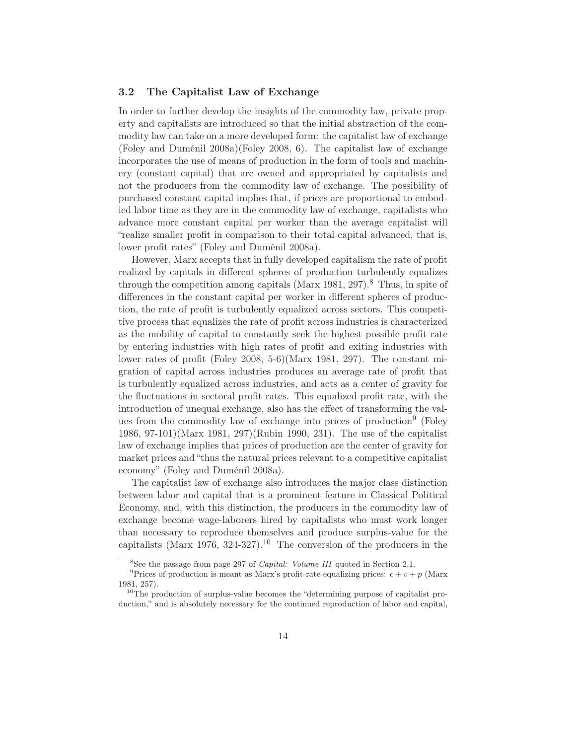### 3.2 The Capitalist Law of Exchange

In order to further develop the insights of the commodity law, private property and capitalists are introduced so that the initial abstraction of the commodity law can take on a more developed form: the capitalist law of exchange (Foley and Duménil 2008a)(Foley 2008, 6). The capitalist law of exchange incorporates the use of means of production in the form of tools and machinery (constant capital) that are owned and appropriated by capitalists and not the producers from the commodity law of exchange. The possibility of purchased constant capital implies that, if prices are proportional to embodied labor time as they are in the commodity law of exchange, capitalists who advance more constant capital per worker than the average capitalist will "realize smaller profit in comparison to their total capital advanced, that is, lower profit rates" (Foley and Duménil 2008a).

However, Marx accepts that in fully developed capitalism the rate of profit realized by capitals in different spheres of production turbulently equalizes through the competition among capitals (Marx 1981, 297).[8] Thus, in spite of differences in the constant capital per worker in different spheres of production, the rate of profit is turbulently equalized across sectors. This competitive process that equalizes the rate of profit across industries is characterized as the mobility of capital to constantly seek the highest possible profit rate by entering industries with high rates of profit and exiting industries with lower rates of profit (Foley 2008, 5-6)(Marx 1981, 297). The constant migration of capital across industries produces an average rate of profit that is turbulently equalized across industries, and acts as a center of gravity for the fluctuations in sectoral profit rates. This equalized profit rate, with the introduction of unequal exchange, also has the effect of transforming the values from the commodity law of exchange into prices of production[9] (Foley 1986, 97-101)(Marx 1981, 297)(Rubin 1990, 231). The use of the capitalist law of exchange implies that prices of production are the center of gravity for market prices and "thus the natural prices relevant to a competitive capitalist economy" (Foley and Duménil 2008a).

The capitalist law of exchange also introduces the major class distinction between labor and capital that is a prominent feature in Classical Political Economy, and, with this distinction, the producers in the commodity law of exchange become wage-laborers hired by capitalists who must work longer than necessary to reproduce themselves and produce surplus-value for the capitalists (Marx 1976, 324-327).[10] The conversion of the producers in the

---

[8] See the passage from page 297 of *Capital: Volume III* quoted in Section 2.1.

[9] Prices of production is meant as Marx's profit-rate equalizing prices: $c + v + p$ (Marx 1981, 257).

[10] The production of surplus-value becomes the "determining purpose of capitalist production," and is absolutely necessary for the continued reproduction of labor and capital,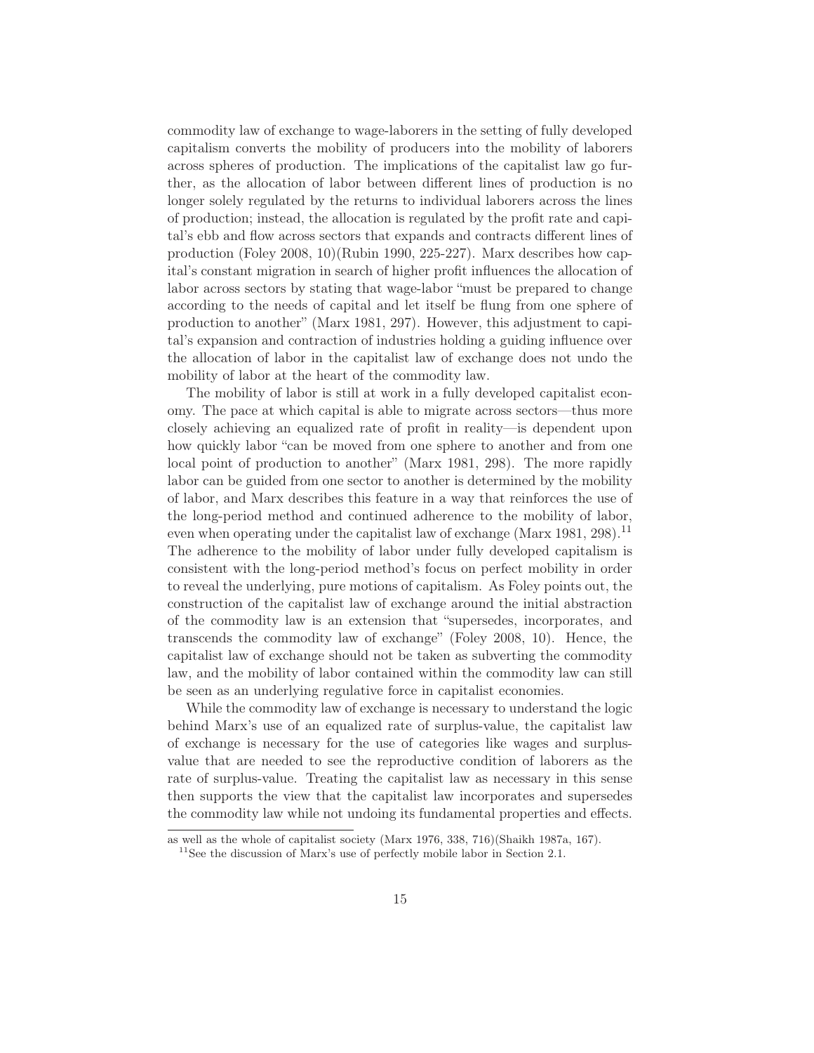commodity law of exchange to wage-laborers in the setting of fully developed capitalism converts the mobility of producers into the mobility of laborers across spheres of production. The implications of the capitalist law go further, as the allocation of labor between different lines of production is no longer solely regulated by the returns to individual laborers across the lines of production; instead, the allocation is regulated by the profit rate and capital's ebb and flow across sectors that expands and contracts different lines of production (Foley 2008, 10)(Rubin 1990, 225-227). Marx describes how capital's constant migration in search of higher profit influences the allocation of labor across sectors by stating that wage-labor "must be prepared to change according to the needs of capital and let itself be flung from one sphere of production to another" (Marx 1981, 297). However, this adjustment to capital's expansion and contraction of industries holding a guiding influence over the allocation of labor in the capitalist law of exchange does not undo the mobility of labor at the heart of the commodity law.

The mobility of labor is still at work in a fully developed capitalist economy. The pace at which capital is able to migrate across sectors—thus more closely achieving an equalized rate of profit in reality—is dependent upon how quickly labor "can be moved from one sphere to another and from one local point of production to another" (Marx 1981, 298). The more rapidly labor can be guided from one sector to another is determined by the mobility of labor, and Marx describes this feature in a way that reinforces the use of the long-period method and continued adherence to the mobility of labor, even when operating under the capitalist law of exchange (Marx 1981, 298).[11] The adherence to the mobility of labor under fully developed capitalism is consistent with the long-period method's focus on perfect mobility in order to reveal the underlying, pure motions of capitalism. As Foley points out, the construction of the capitalist law of exchange around the initial abstraction of the commodity law is an extension that "supersedes, incorporates, and transcends the commodity law of exchange" (Foley 2008, 10). Hence, the capitalist law of exchange should not be taken as subverting the commodity law, and the mobility of labor contained within the commodity law can still be seen as an underlying regulative force in capitalist economies.

While the commodity law of exchange is necessary to understand the logic behind Marx's use of an equalized rate of surplus-value, the capitalist law of exchange is necessary for the use of categories like wages and surplus-value that are needed to see the reproductive condition of laborers as the rate of surplus-value. Treating the capitalist law as necessary in this sense then supports the view that the capitalist law incorporates and supersedes the commodity law while not undoing its fundamental properties and effects.

---

as well as the whole of capitalist society (Marx 1976, 338, 716)(Shaikh 1987a, 167).

[11] See the discussion of Marx's use of perfectly mobile labor in Section 2.1.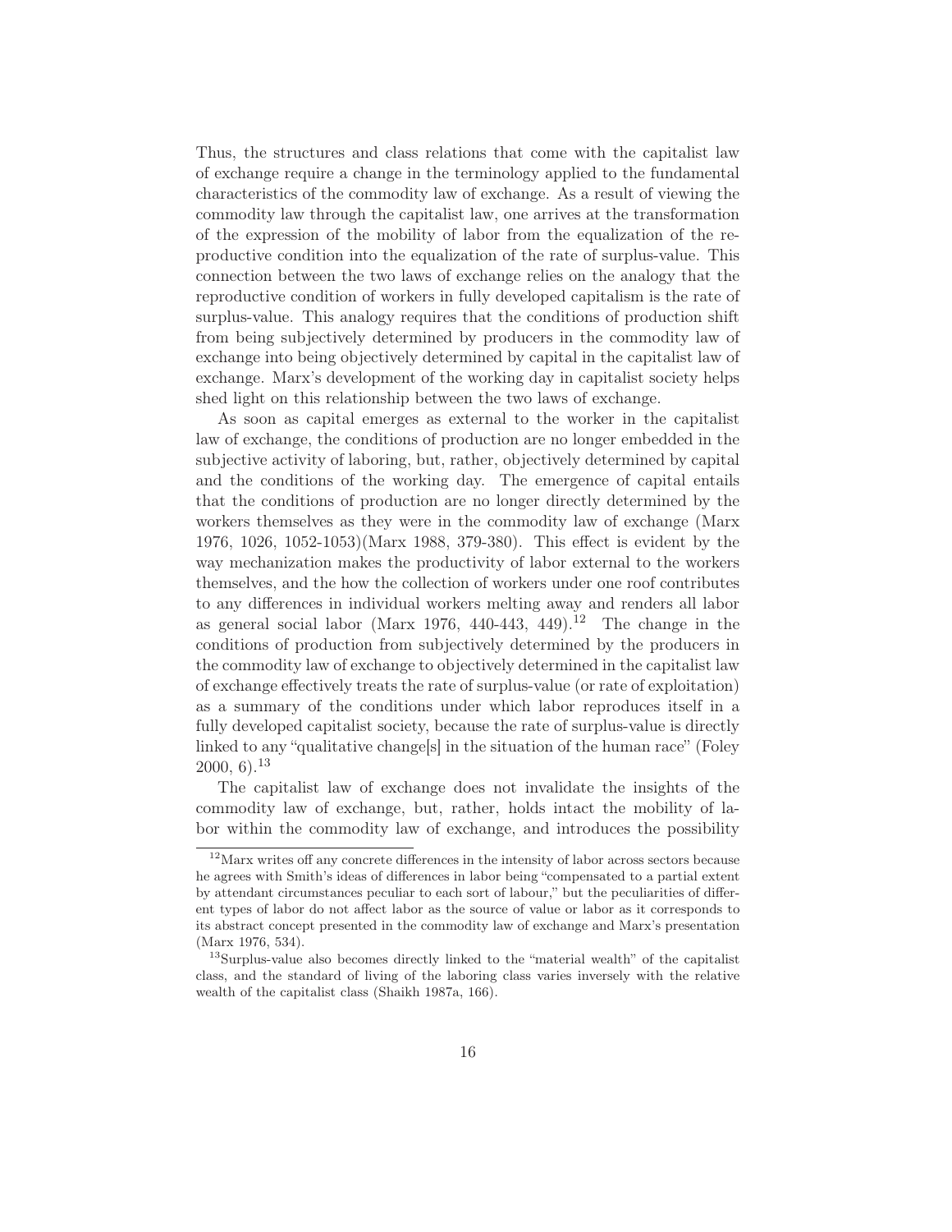Thus, the structures and class relations that come with the capitalist law of exchange require a change in the terminology applied to the fundamental characteristics of the commodity law of exchange. As a result of viewing the commodity law through the capitalist law, one arrives at the transformation of the expression of the mobility of labor from the equalization of the reproductive condition into the equalization of the rate of surplus-value. This connection between the two laws of exchange relies on the analogy that the reproductive condition of workers in fully developed capitalism is the rate of surplus-value. This analogy requires that the conditions of production shift from being subjectively determined by producers in the commodity law of exchange into being objectively determined by capital in the capitalist law of exchange. Marx's development of the working day in capitalist society helps shed light on this relationship between the two laws of exchange.

As soon as capital emerges as external to the worker in the capitalist law of exchange, the conditions of production are no longer embedded in the subjective activity of laboring, but, rather, objectively determined by capital and the conditions of the working day. The emergence of capital entails that the conditions of production are no longer directly determined by the workers themselves as they were in the commodity law of exchange (Marx 1976, 1026, 1052-1053)(Marx 1988, 379-380). This effect is evident by the way mechanization makes the productivity of labor external to the workers themselves, and the how the collection of workers under one roof contributes to any differences in individual workers melting away and renders all labor as general social labor (Marx 1976, 440-443, 449).[12] The change in the conditions of production from subjectively determined by the producers in the commodity law of exchange to objectively determined in the capitalist law of exchange effectively treats the rate of surplus-value (or rate of exploitation) as a summary of the conditions under which labor reproduces itself in a fully developed capitalist society, because the rate of surplus-value is directly linked to any "qualitative change[s] in the situation of the human race" (Foley 2000, 6).[13]

The capitalist law of exchange does not invalidate the insights of the commodity law of exchange, but, rather, holds intact the mobility of labor within the commodity law of exchange, and introduces the possibility

---

[12] Marx writes off any concrete differences in the intensity of labor across sectors because he agrees with Smith's ideas of differences in labor being "compensated to a partial extent by attendant circumstances peculiar to each sort of labour," but the peculiarities of different types of labor do not affect labor as the source of value or labor as it corresponds to its abstract concept presented in the commodity law of exchange and Marx's presentation (Marx 1976, 534).

[13] Surplus-value also becomes directly linked to the "material wealth" of the capitalist class, and the standard of living of the laboring class varies inversely with the relative wealth of the capitalist class (Shaikh 1987a, 166).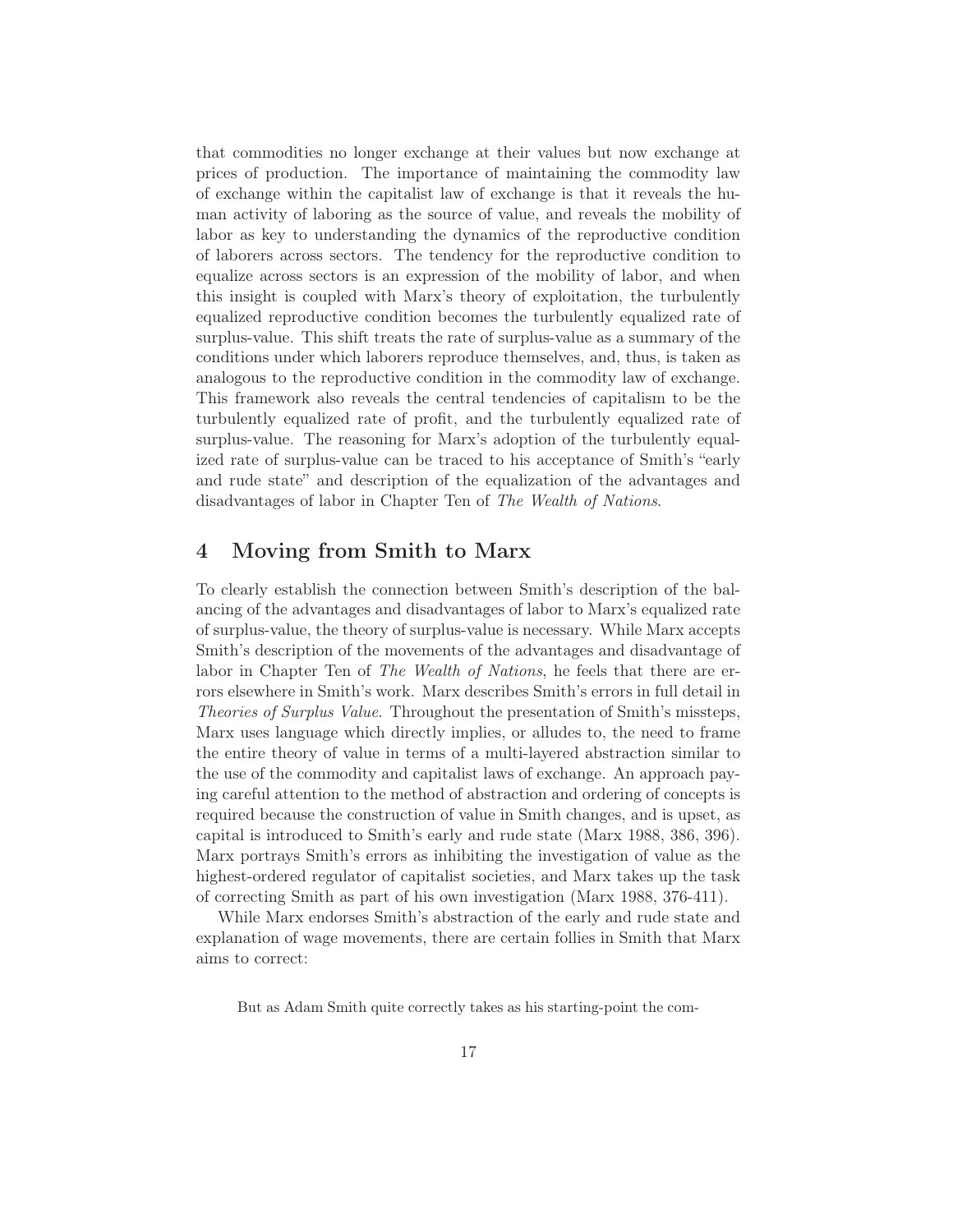that commodities no longer exchange at their values but now exchange at prices of production. The importance of maintaining the commodity law of exchange within the capitalist law of exchange is that it reveals the human activity of laboring as the source of value, and reveals the mobility of labor as key to understanding the dynamics of the reproductive condition of laborers across sectors. The tendency for the reproductive condition to equalize across sectors is an expression of the mobility of labor, and when this insight is coupled with Marx's theory of exploitation, the turbulently equalized reproductive condition becomes the turbulently equalized rate of surplus-value. This shift treats the rate of surplus-value as a summary of the conditions under which laborers reproduce themselves, and, thus, is taken as analogous to the reproductive condition in the commodity law of exchange. This framework also reveals the central tendencies of capitalism to be the turbulently equalized rate of profit, and the turbulently equalized rate of surplus-value. The reasoning for Marx's adoption of the turbulently equalized rate of surplus-value can be traced to his acceptance of Smith's "early and rude state" and description of the equalization of the advantages and disadvantages of labor in Chapter Ten of *The Wealth of Nations*.

## 4 Moving from Smith to Marx

To clearly establish the connection between Smith's description of the balancing of the advantages and disadvantages of labor to Marx's equalized rate of surplus-value, the theory of surplus-value is necessary. While Marx accepts Smith's description of the movements of the advantages and disadvantage of labor in Chapter Ten of *The Wealth of Nations*, he feels that there are errors elsewhere in Smith's work. Marx describes Smith's errors in full detail in *Theories of Surplus Value*. Throughout the presentation of Smith's missteps, Marx uses language which directly implies, or alludes to, the need to frame the entire theory of value in terms of a multi-layered abstraction similar to the use of the commodity and capitalist laws of exchange. An approach paying careful attention to the method of abstraction and ordering of concepts is required because the construction of value in Smith changes, and is upset, as capital is introduced to Smith's early and rude state (Marx 1988, 386, 396). Marx portrays Smith's errors as inhibiting the investigation of value as the highest-ordered regulator of capitalist societies, and Marx takes up the task of correcting Smith as part of his own investigation (Marx 1988, 376-411).

While Marx endorses Smith's abstraction of the early and rude state and explanation of wage movements, there are certain follies in Smith that Marx aims to correct:

> But as Adam Smith quite correctly takes as his starting-point the com-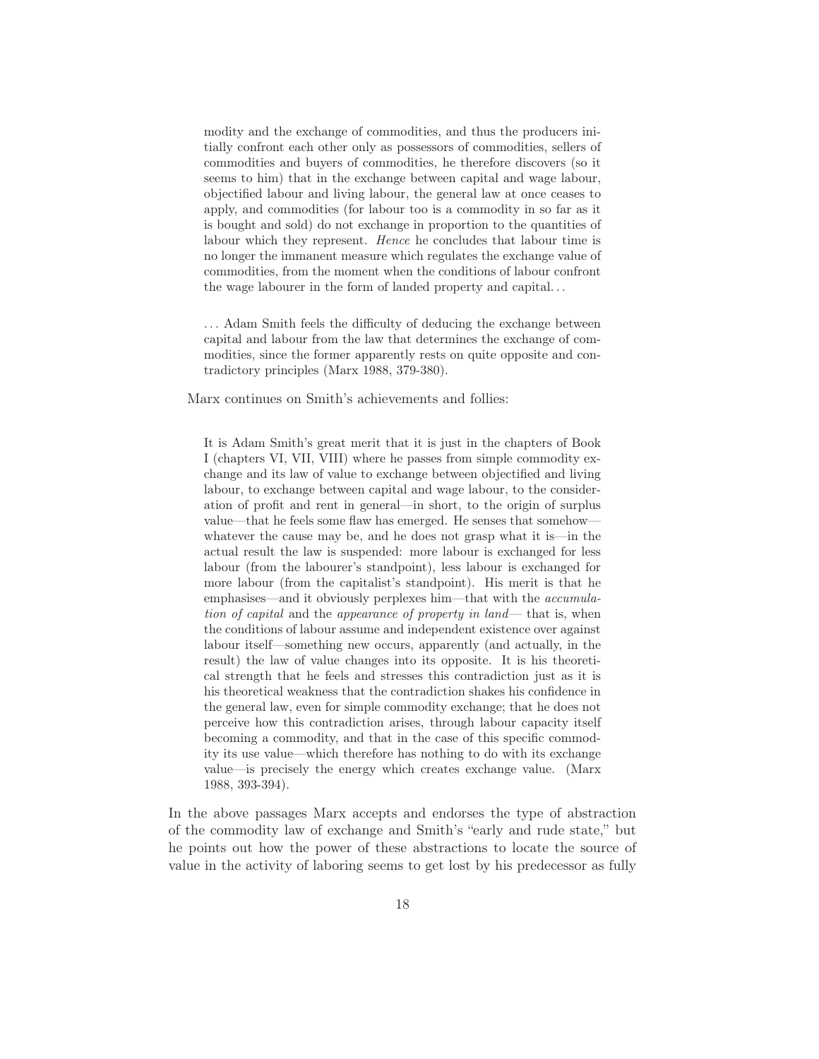> modity and the exchange of commodities, and thus the producers initially confront each other only as possessors of commodities, sellers of commodities and buyers of commodities, he therefore discovers (so it seems to him) that in the exchange between capital and wage labour, objectified labour and living labour, the general law at once ceases to apply, and commodities (for labour too is a commodity in so far as it is bought and sold) do not exchange in proportion to the quantities of labour which they represent. *Hence* he concludes that labour time is no longer the immanent measure which regulates the exchange value of commodities, from the moment when the conditions of labour confront the wage labourer in the form of landed property and capital. . .
>
> . . . Adam Smith feels the difficulty of deducing the exchange between capital and labour from the law that determines the exchange of commodities, since the former apparently rests on quite opposite and contradictory principles (Marx 1988, 379-380).

Marx continues on Smith's achievements and follies:

> It is Adam Smith's great merit that it is just in the chapters of Book I (chapters VI, VII, VIII) where he passes from simple commodity exchange and its law of value to exchange between objectified and living labour, to exchange between capital and wage labour, to the consideration of profit and rent in general—in short, to the origin of surplus value—that he feels some flaw has emerged. He senses that somehow—whatever the cause may be, and he does not grasp what it is—in the actual result the law is suspended: more labour is exchanged for less labour (from the labourer's standpoint), less labour is exchanged for more labour (from the capitalist's standpoint). His merit is that he emphasises—and it obviously perplexes him—that with the *accumulation of capital* and the *appearance of property in land*— that is, when the conditions of labour assume and independent existence over against labour itself—something new occurs, apparently (and actually, in the result) the law of value changes into its opposite. It is his theoretical strength that he feels and stresses this contradiction just as it is his theoretical weakness that the contradiction shakes his confidence in the general law, even for simple commodity exchange; that he does not perceive how this contradiction arises, through labour capacity itself becoming a commodity, and that in the case of this specific commodity its use value—which therefore has nothing to do with its exchange value—is precisely the energy which creates exchange value. (Marx 1988, 393-394).

In the above passages Marx accepts and endorses the type of abstraction of the commodity law of exchange and Smith's "early and rude state," but he points out how the power of these abstractions to locate the source of value in the activity of laboring seems to get lost by his predecessor as fully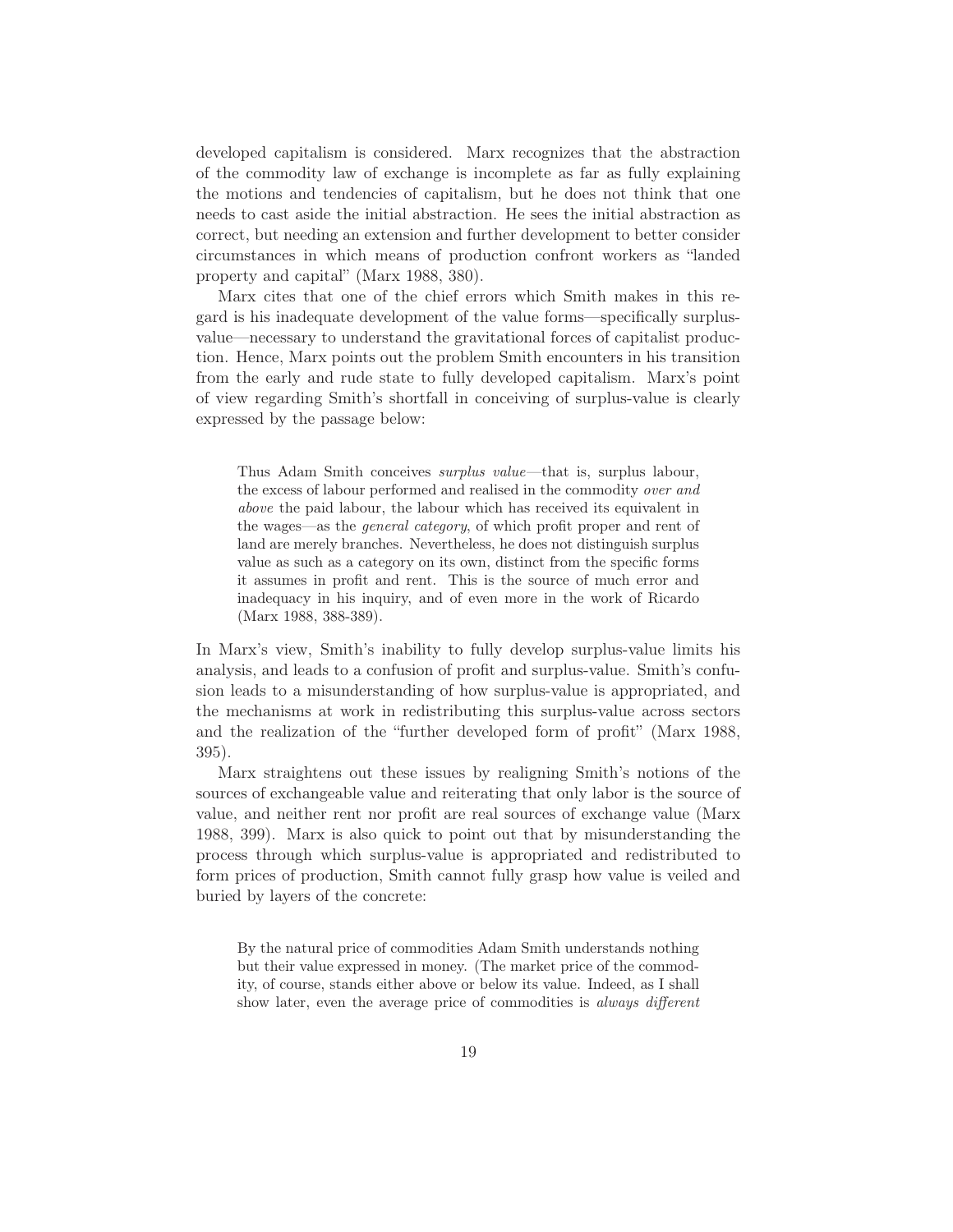developed capitalism is considered. Marx recognizes that the abstraction of the commodity law of exchange is incomplete as far as fully explaining the motions and tendencies of capitalism, but he does not think that one needs to cast aside the initial abstraction. He sees the initial abstraction as correct, but needing an extension and further development to better consider circumstances in which means of production confront workers as "landed property and capital" (Marx 1988, 380).

Marx cites that one of the chief errors which Smith makes in this regard is his inadequate development of the value forms—specifically surplus-value—necessary to understand the gravitational forces of capitalist production. Hence, Marx points out the problem Smith encounters in his transition from the early and rude state to fully developed capitalism. Marx's point of view regarding Smith's shortfall in conceiving of surplus-value is clearly expressed by the passage below:

> Thus Adam Smith conceives *surplus value*—that is, surplus labour, the excess of labour performed and realised in the commodity *over and above* the paid labour, the labour which has received its equivalent in the wages—as the *general category*, of which profit proper and rent of land are merely branches. Nevertheless, he does not distinguish surplus value as such as a category on its own, distinct from the specific forms it assumes in profit and rent. This is the source of much error and inadequacy in his inquiry, and of even more in the work of Ricardo (Marx 1988, 388-389).

In Marx's view, Smith's inability to fully develop surplus-value limits his analysis, and leads to a confusion of profit and surplus-value. Smith's confusion leads to a misunderstanding of how surplus-value is appropriated, and the mechanisms at work in redistributing this surplus-value across sectors and the realization of the "further developed form of profit" (Marx 1988, 395).

Marx straightens out these issues by realigning Smith's notions of the sources of exchangeable value and reiterating that only labor is the source of value, and neither rent nor profit are real sources of exchange value (Marx 1988, 399). Marx is also quick to point out that by misunderstanding the process through which surplus-value is appropriated and redistributed to form prices of production, Smith cannot fully grasp how value is veiled and buried by layers of the concrete:

> By the natural price of commodities Adam Smith understands nothing but their value expressed in money. (The market price of the commodity, of course, stands either above or below its value. Indeed, as I shall show later, even the average price of commodities is *always different*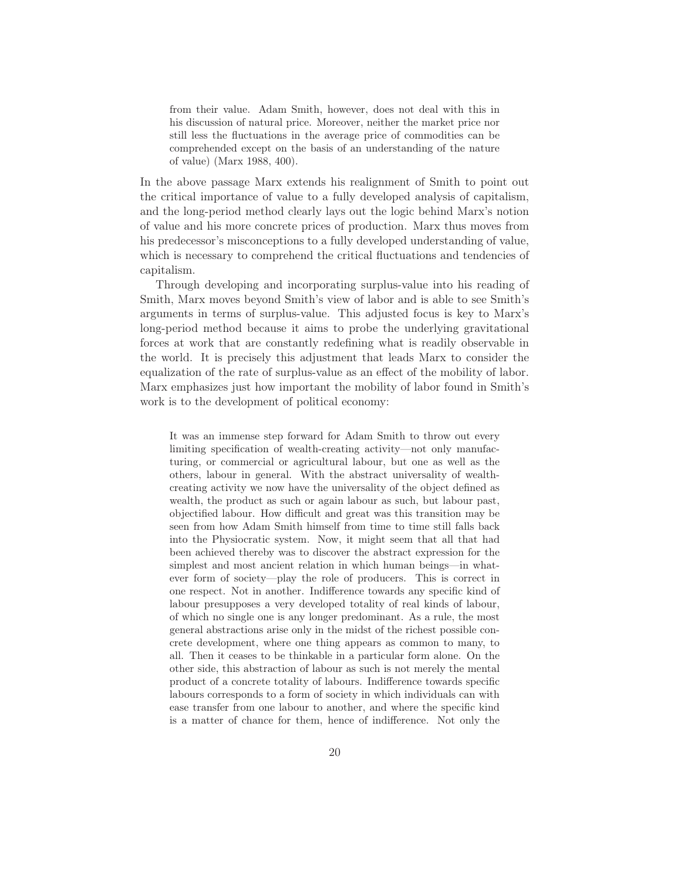> from their value. Adam Smith, however, does not deal with this in his discussion of natural price. Moreover, neither the market price nor still less the fluctuations in the average price of commodities can be comprehended except on the basis of an understanding of the nature of value) (Marx 1988, 400).

In the above passage Marx extends his realignment of Smith to point out the critical importance of value to a fully developed analysis of capitalism, and the long-period method clearly lays out the logic behind Marx's notion of value and his more concrete prices of production. Marx thus moves from his predecessor's misconceptions to a fully developed understanding of value, which is necessary to comprehend the critical fluctuations and tendencies of capitalism.

Through developing and incorporating surplus-value into his reading of Smith, Marx moves beyond Smith's view of labor and is able to see Smith's arguments in terms of surplus-value. This adjusted focus is key to Marx's long-period method because it aims to probe the underlying gravitational forces at work that are constantly redefining what is readily observable in the world. It is precisely this adjustment that leads Marx to consider the equalization of the rate of surplus-value as an effect of the mobility of labor. Marx emphasizes just how important the mobility of labor found in Smith's work is to the development of political economy:

> It was an immense step forward for Adam Smith to throw out every limiting specification of wealth-creating activity—not only manufacturing, or commercial or agricultural labour, but one as well as the others, labour in general. With the abstract universality of wealth-creating activity we now have the universality of the object defined as wealth, the product as such or again labour as such, but labour past, objectified labour. How difficult and great was this transition may be seen from how Adam Smith himself from time to time still falls back into the Physiocratic system. Now, it might seem that all that had been achieved thereby was to discover the abstract expression for the simplest and most ancient relation in which human beings—in whatever form of society—play the role of producers. This is correct in one respect. Not in another. Indifference towards any specific kind of labour presupposes a very developed totality of real kinds of labour, of which no single one is any longer predominant. As a rule, the most general abstractions arise only in the midst of the richest possible concrete development, where one thing appears as common to many, to all. Then it ceases to be thinkable in a particular form alone. On the other side, this abstraction of labour as such is not merely the mental product of a concrete totality of labours. Indifference towards specific labours corresponds to a form of society in which individuals can with ease transfer from one labour to another, and where the specific kind is a matter of chance for them, hence of indifference. Not only the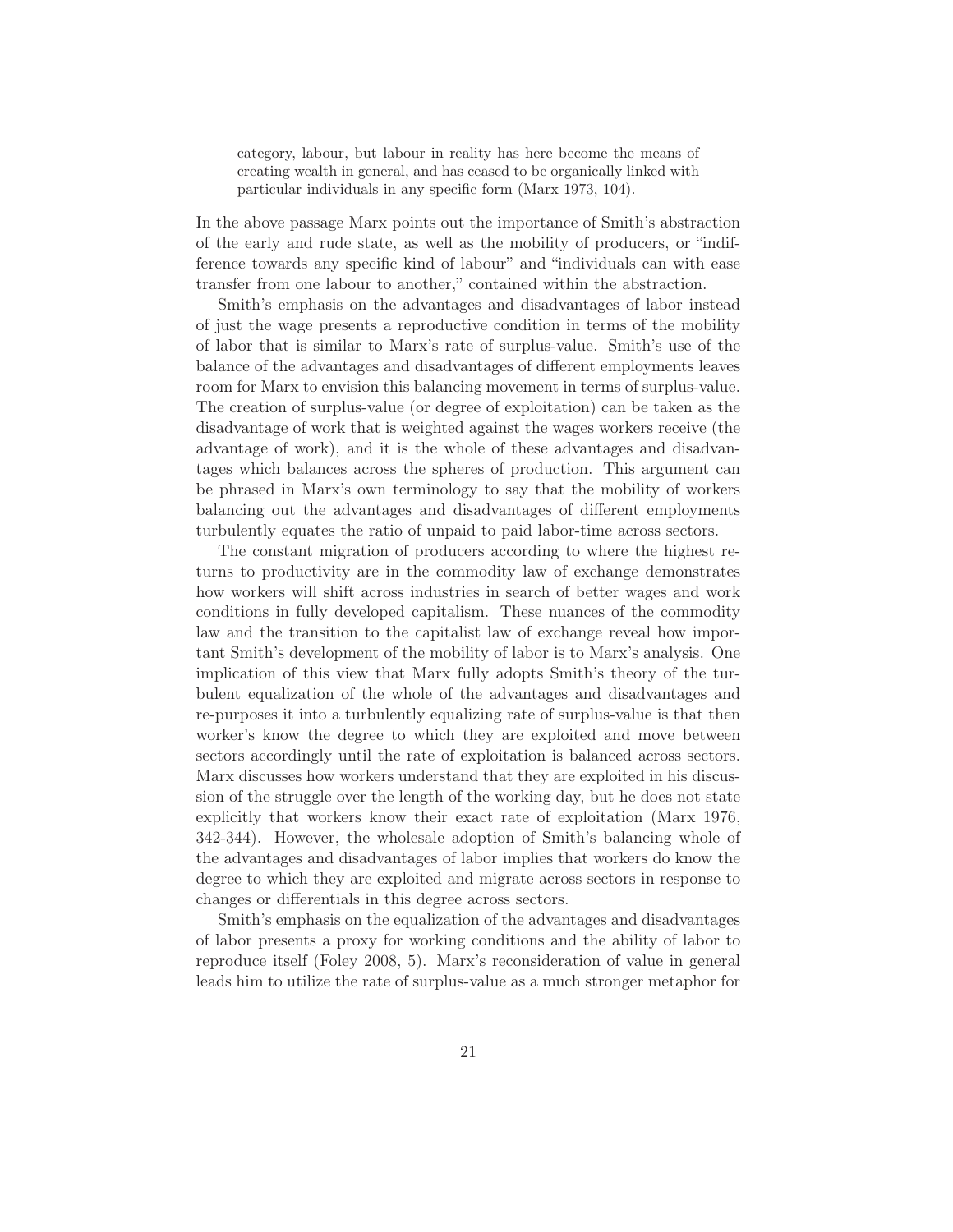> category, labour, but labour in reality has here become the means of creating wealth in general, and has ceased to be organically linked with particular individuals in any specific form (Marx 1973, 104).

In the above passage Marx points out the importance of Smith's abstraction of the early and rude state, as well as the mobility of producers, or "indifference towards any specific kind of labour" and "individuals can with ease transfer from one labour to another," contained within the abstraction.

Smith's emphasis on the advantages and disadvantages of labor instead of just the wage presents a reproductive condition in terms of the mobility of labor that is similar to Marx's rate of surplus-value. Smith's use of the balance of the advantages and disadvantages of different employments leaves room for Marx to envision this balancing movement in terms of surplus-value. The creation of surplus-value (or degree of exploitation) can be taken as the disadvantage of work that is weighted against the wages workers receive (the advantage of work), and it is the whole of these advantages and disadvantages which balances across the spheres of production. This argument can be phrased in Marx's own terminology to say that the mobility of workers balancing out the advantages and disadvantages of different employments turbulently equates the ratio of unpaid to paid labor-time across sectors.

The constant migration of producers according to where the highest returns to productivity are in the commodity law of exchange demonstrates how workers will shift across industries in search of better wages and work conditions in fully developed capitalism. These nuances of the commodity law and the transition to the capitalist law of exchange reveal how important Smith's development of the mobility of labor is to Marx's analysis. One implication of this view that Marx fully adopts Smith's theory of the turbulent equalization of the whole of the advantages and disadvantages and re-purposes it into a turbulently equalizing rate of surplus-value is that then worker's know the degree to which they are exploited and move between sectors accordingly until the rate of exploitation is balanced across sectors. Marx discusses how workers understand that they are exploited in his discussion of the struggle over the length of the working day, but he does not state explicitly that workers know their exact rate of exploitation (Marx 1976, 342-344). However, the wholesale adoption of Smith's balancing whole of the advantages and disadvantages of labor implies that workers do know the degree to which they are exploited and migrate across sectors in response to changes or differentials in this degree across sectors.

Smith's emphasis on the equalization of the advantages and disadvantages of labor presents a proxy for working conditions and the ability of labor to reproduce itself (Foley 2008, 5). Marx's reconsideration of value in general leads him to utilize the rate of surplus-value as a much stronger metaphor for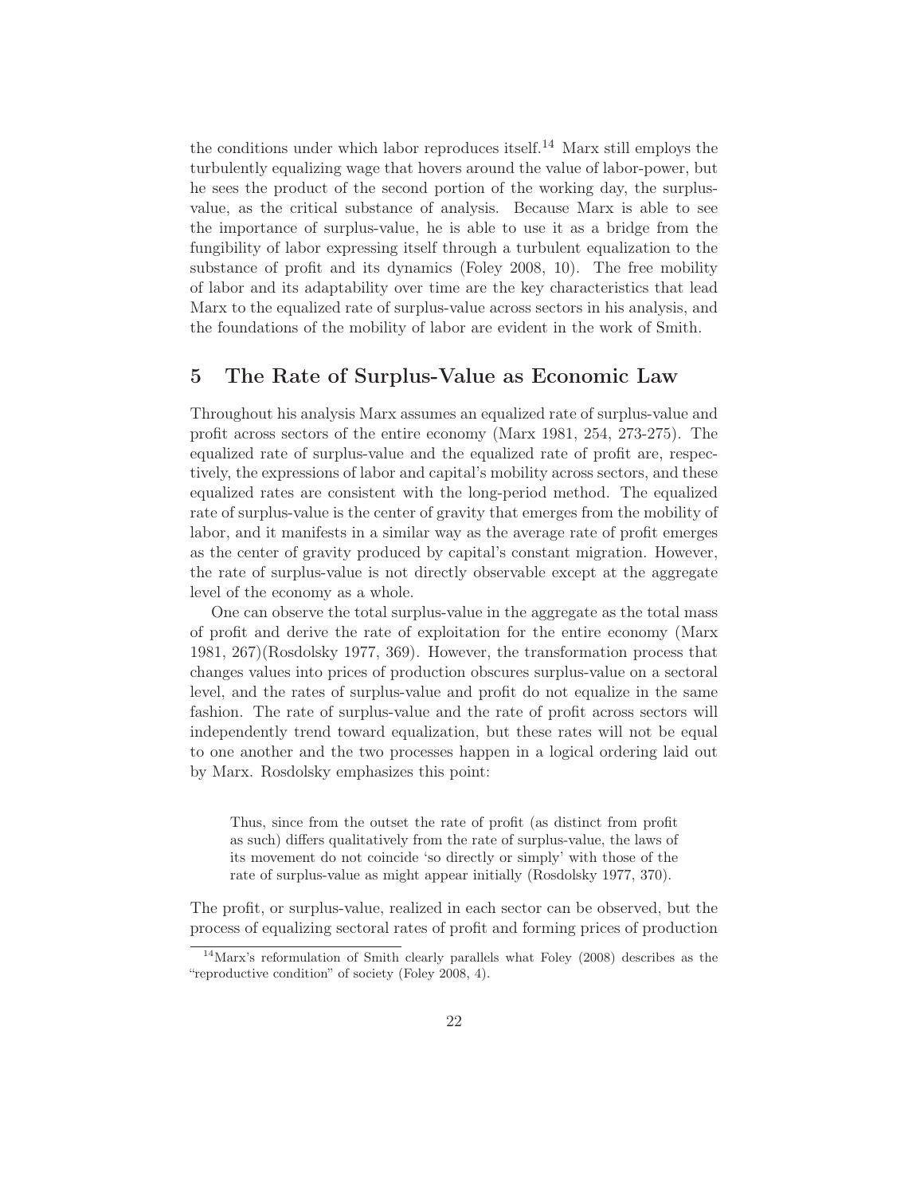the conditions under which labor reproduces itself.[14] Marx still employs the turbulently equalizing wage that hovers around the value of labor-power, but he sees the product of the second portion of the working day, the surplus-value, as the critical substance of analysis. Because Marx is able to see the importance of surplus-value, he is able to use it as a bridge from the fungibility of labor expressing itself through a turbulent equalization to the substance of profit and its dynamics (Foley 2008, 10). The free mobility of labor and its adaptability over time are the key characteristics that lead Marx to the equalized rate of surplus-value across sectors in his analysis, and the foundations of the mobility of labor are evident in the work of Smith.

## 5 The Rate of Surplus-Value as Economic Law

Throughout his analysis Marx assumes an equalized rate of surplus-value and profit across sectors of the entire economy (Marx 1981, 254, 273-275). The equalized rate of surplus-value and the equalized rate of profit are, respectively, the expressions of labor and capital's mobility across sectors, and these equalized rates are consistent with the long-period method. The equalized rate of surplus-value is the center of gravity that emerges from the mobility of labor, and it manifests in a similar way as the average rate of profit emerges as the center of gravity produced by capital's constant migration. However, the rate of surplus-value is not directly observable except at the aggregate level of the economy as a whole.

One can observe the total surplus-value in the aggregate as the total mass of profit and derive the rate of exploitation for the entire economy (Marx 1981, 267)(Rosdolsky 1977, 369). However, the transformation process that changes values into prices of production obscures surplus-value on a sectoral level, and the rates of surplus-value and profit do not equalize in the same fashion. The rate of surplus-value and the rate of profit across sectors will independently trend toward equalization, but these rates will not be equal to one another and the two processes happen in a logical ordering laid out by Marx. Rosdolsky emphasizes this point:

> Thus, since from the outset the rate of profit (as distinct from profit as such) differs qualitatively from the rate of surplus-value, the laws of its movement do not coincide 'so directly or simply' with those of the rate of surplus-value as might appear initially (Rosdolsky 1977, 370).

The profit, or surplus-value, realized in each sector can be observed, but the process of equalizing sectoral rates of profit and forming prices of production

[14] Marx's reformulation of Smith clearly parallels what Foley (2008) describes as the "reproductive condition" of society (Foley 2008, 4).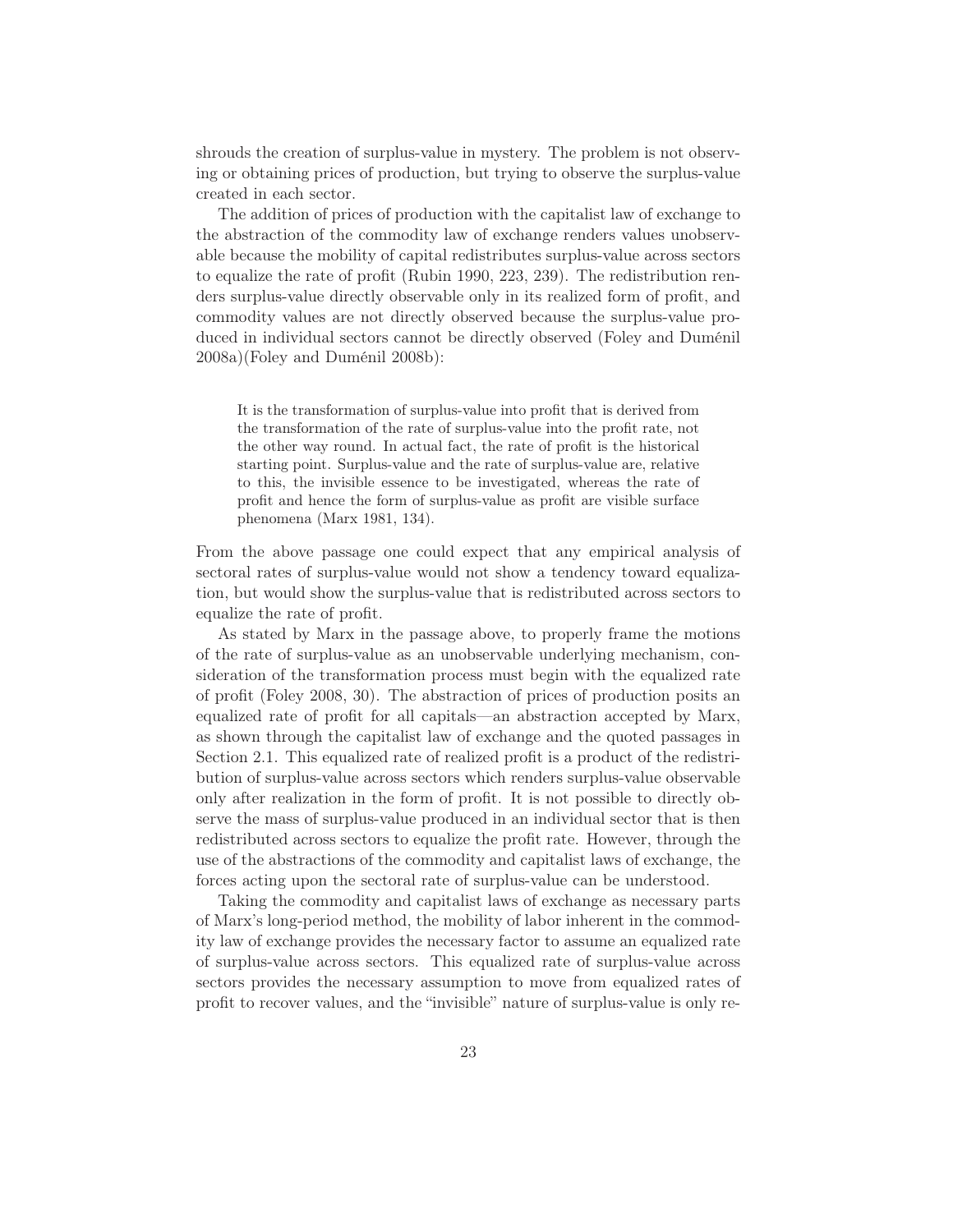shrouds the creation of surplus-value in mystery. The problem is not observing or obtaining prices of production, but trying to observe the surplus-value created in each sector.

The addition of prices of production with the capitalist law of exchange to the abstraction of the commodity law of exchange renders values unobservable because the mobility of capital redistributes surplus-value across sectors to equalize the rate of profit (Rubin 1990, 223, 239). The redistribution renders surplus-value directly observable only in its realized form of profit, and commodity values are not directly observed because the surplus-value produced in individual sectors cannot be directly observed (Foley and Duménil 2008a)(Foley and Duménil 2008b):

> It is the transformation of surplus-value into profit that is derived from the transformation of the rate of surplus-value into the profit rate, not the other way round. In actual fact, the rate of profit is the historical starting point. Surplus-value and the rate of surplus-value are, relative to this, the invisible essence to be investigated, whereas the rate of profit and hence the form of surplus-value as profit are visible surface phenomena (Marx 1981, 134).

From the above passage one could expect that any empirical analysis of sectoral rates of surplus-value would not show a tendency toward equalization, but would show the surplus-value that is redistributed across sectors to equalize the rate of profit.

As stated by Marx in the passage above, to properly frame the motions of the rate of surplus-value as an unobservable underlying mechanism, consideration of the transformation process must begin with the equalized rate of profit (Foley 2008, 30). The abstraction of prices of production posits an equalized rate of profit for all capitals—an abstraction accepted by Marx, as shown through the capitalist law of exchange and the quoted passages in Section 2.1. This equalized rate of realized profit is a product of the redistribution of surplus-value across sectors which renders surplus-value observable only after realization in the form of profit. It is not possible to directly observe the mass of surplus-value produced in an individual sector that is then redistributed across sectors to equalize the profit rate. However, through the use of the abstractions of the commodity and capitalist laws of exchange, the forces acting upon the sectoral rate of surplus-value can be understood.

Taking the commodity and capitalist laws of exchange as necessary parts of Marx's long-period method, the mobility of labor inherent in the commodity law of exchange provides the necessary factor to assume an equalized rate of surplus-value across sectors. This equalized rate of surplus-value across sectors provides the necessary assumption to move from equalized rates of profit to recover values, and the "invisible" nature of surplus-value is only re-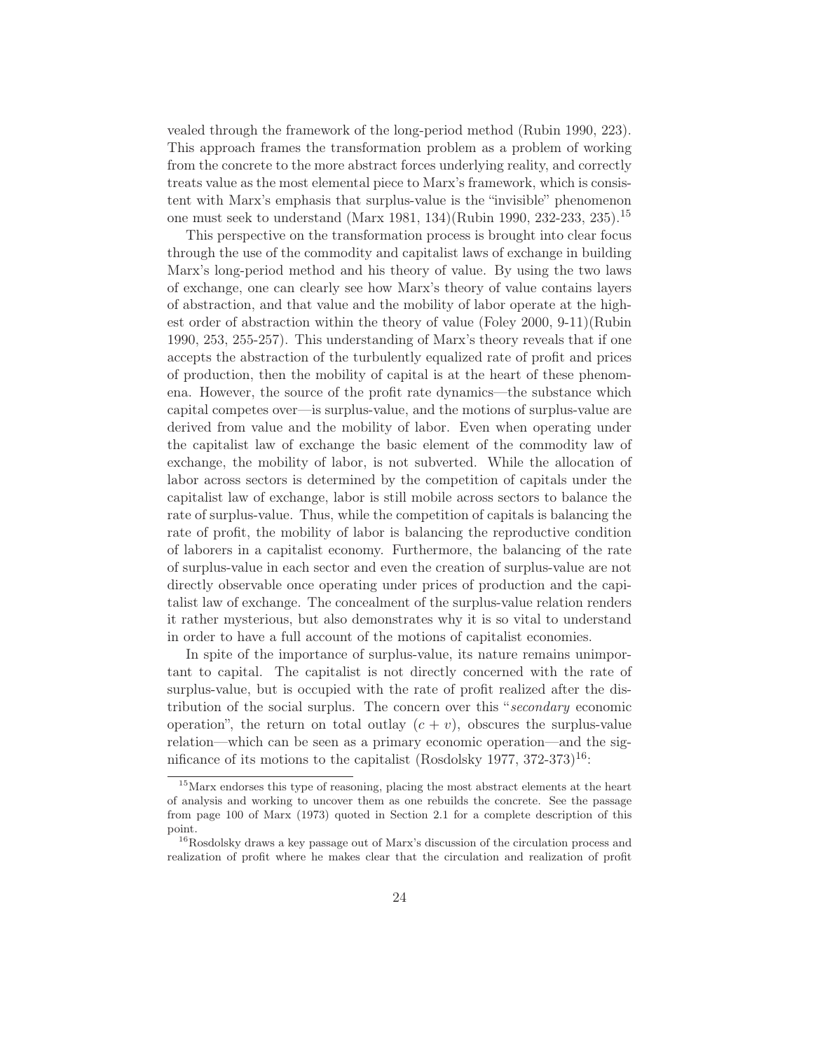vealed through the framework of the long-period method (Rubin 1990, 223). This approach frames the transformation problem as a problem of working from the concrete to the more abstract forces underlying reality, and correctly treats value as the most elemental piece to Marx's framework, which is consistent with Marx's emphasis that surplus-value is the "invisible" phenomenon one must seek to understand (Marx 1981, 134)(Rubin 1990, 232-233, 235).[15]

This perspective on the transformation process is brought into clear focus through the use of the commodity and capitalist laws of exchange in building Marx's long-period method and his theory of value. By using the two laws of exchange, one can clearly see how Marx's theory of value contains layers of abstraction, and that value and the mobility of labor operate at the highest order of abstraction within the theory of value (Foley 2000, 9-11)(Rubin 1990, 253, 255-257). This understanding of Marx's theory reveals that if one accepts the abstraction of the turbulently equalized rate of profit and prices of production, then the mobility of capital is at the heart of these phenomena. However, the source of the profit rate dynamics—the substance which capital competes over—is surplus-value, and the motions of surplus-value are derived from value and the mobility of labor. Even when operating under the capitalist law of exchange the basic element of the commodity law of exchange, the mobility of labor, is not subverted. While the allocation of labor across sectors is determined by the competition of capitals under the capitalist law of exchange, labor is still mobile across sectors to balance the rate of surplus-value. Thus, while the competition of capitals is balancing the rate of profit, the mobility of labor is balancing the reproductive condition of laborers in a capitalist economy. Furthermore, the balancing of the rate of surplus-value in each sector and even the creation of surplus-value are not directly observable once operating under prices of production and the capitalist law of exchange. The concealment of the surplus-value relation renders it rather mysterious, but also demonstrates why it is so vital to understand in order to have a full account of the motions of capitalist economies.

In spite of the importance of surplus-value, its nature remains unimportant to capital. The capitalist is not directly concerned with the rate of surplus-value, but is occupied with the rate of profit realized after the distribution of the social surplus. The concern over this "*secondary* economic operation", the return on total outlay $(c + v)$, obscures the surplus-value relation—which can be seen as a primary economic operation—and the significance of its motions to the capitalist (Rosdolsky 1977, 372-373)[16]:

[15] Marx endorses this type of reasoning, placing the most abstract elements at the heart of analysis and working to uncover them as one rebuilds the concrete. See the passage from page 100 of Marx (1973) quoted in Section 2.1 for a complete description of this point.

[16] Rosdolsky draws a key passage out of Marx's discussion of the circulation process and realization of profit where he makes clear that the circulation and realization of profit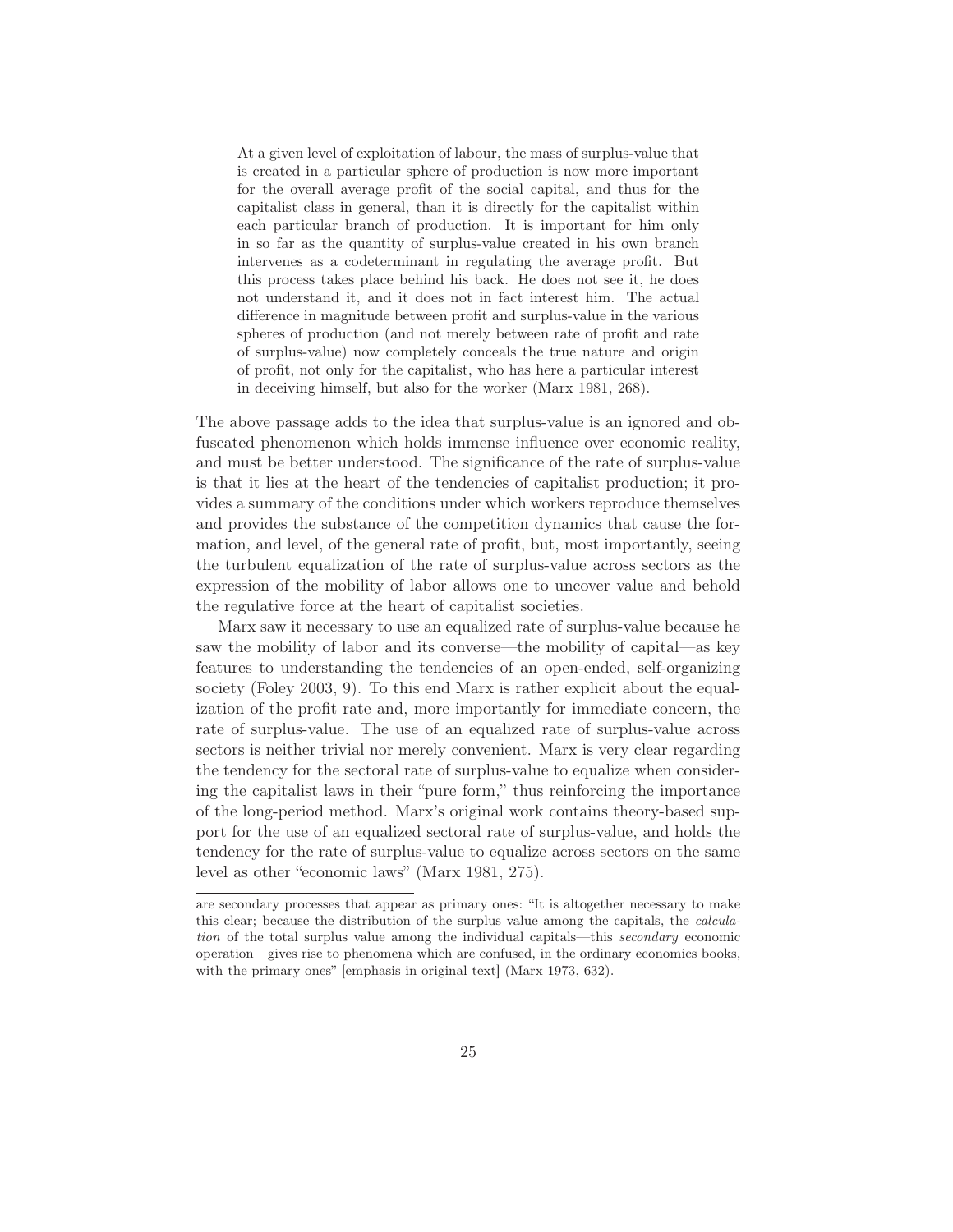> At a given level of exploitation of labour, the mass of surplus-value that is created in a particular sphere of production is now more important for the overall average profit of the social capital, and thus for the capitalist class in general, than it is directly for the capitalist within each particular branch of production. It is important for him only in so far as the quantity of surplus-value created in his own branch intervenes as a codeterminant in regulating the average profit. But this process takes place behind his back. He does not see it, he does not understand it, and it does not in fact interest him. The actual difference in magnitude between profit and surplus-value in the various spheres of production (and not merely between rate of profit and rate of surplus-value) now completely conceals the true nature and origin of profit, not only for the capitalist, who has here a particular interest in deceiving himself, but also for the worker (Marx 1981, 268).

The above passage adds to the idea that surplus-value is an ignored and obfuscated phenomenon which holds immense influence over economic reality, and must be better understood. The significance of the rate of surplus-value is that it lies at the heart of the tendencies of capitalist production; it provides a summary of the conditions under which workers reproduce themselves and provides the substance of the competition dynamics that cause the formation, and level, of the general rate of profit, but, most importantly, seeing the turbulent equalization of the rate of surplus-value across sectors as the expression of the mobility of labor allows one to uncover value and behold the regulative force at the heart of capitalist societies.

Marx saw it necessary to use an equalized rate of surplus-value because he saw the mobility of labor and its converse—the mobility of capital—as key features to understanding the tendencies of an open-ended, self-organizing society (Foley 2003, 9). To this end Marx is rather explicit about the equalization of the profit rate and, more importantly for immediate concern, the rate of surplus-value. The use of an equalized rate of surplus-value across sectors is neither trivial nor merely convenient. Marx is very clear regarding the tendency for the sectoral rate of surplus-value to equalize when considering the capitalist laws in their "pure form," thus reinforcing the importance of the long-period method. Marx's original work contains theory-based support for the use of an equalized sectoral rate of surplus-value, and holds the tendency for the rate of surplus-value to equalize across sectors on the same level as other "economic laws" (Marx 1981, 275).

---

are secondary processes that appear as primary ones: "It is altogether necessary to make this clear; because the distribution of the surplus value among the capitals, the *calculation* of the total surplus value among the individual capitals—this *secondary* economic operation—gives rise to phenomena which are confused, in the ordinary economics books, with the primary ones" [emphasis in original text] (Marx 1973, 632).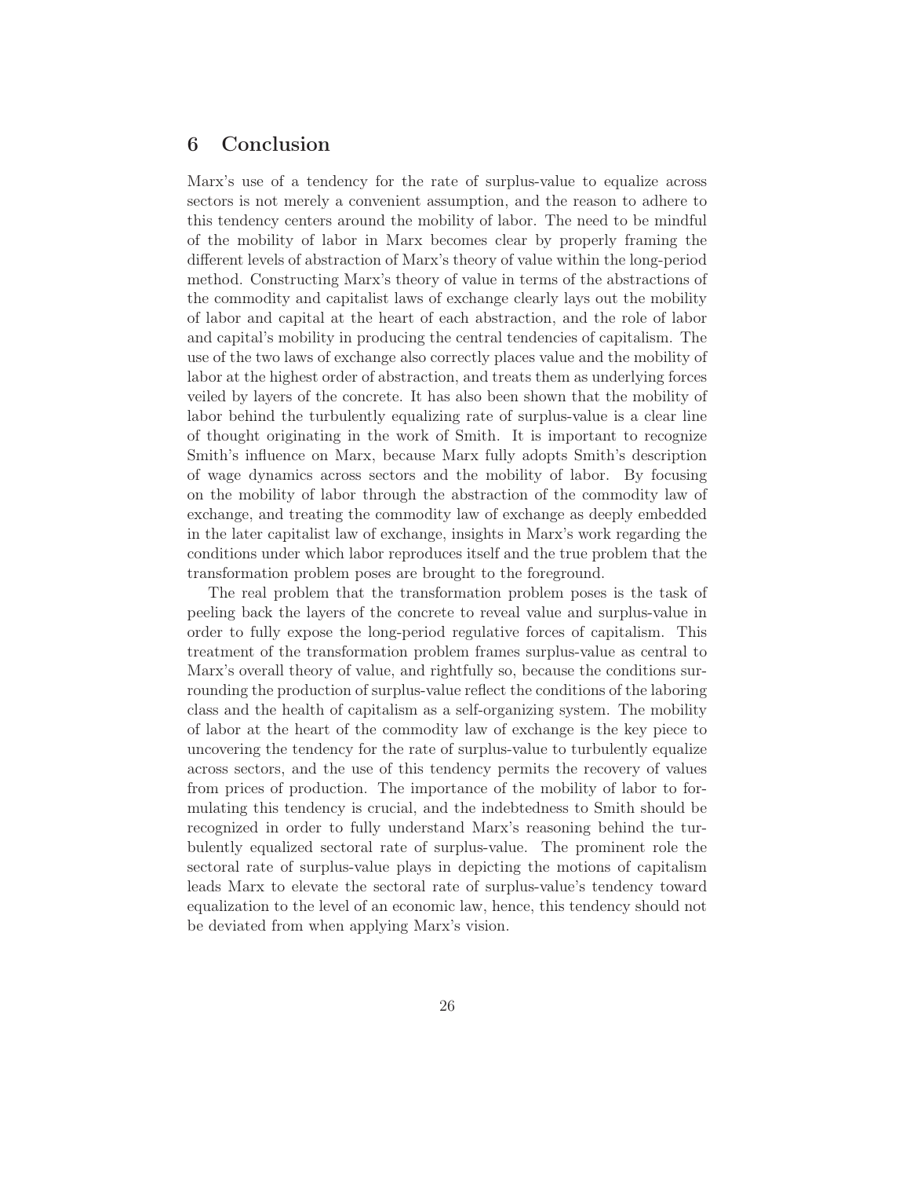## 6 Conclusion

Marx's use of a tendency for the rate of surplus-value to equalize across sectors is not merely a convenient assumption, and the reason to adhere to this tendency centers around the mobility of labor. The need to be mindful of the mobility of labor in Marx becomes clear by properly framing the different levels of abstraction of Marx's theory of value within the long-period method. Constructing Marx's theory of value in terms of the abstractions of the commodity and capitalist laws of exchange clearly lays out the mobility of labor and capital at the heart of each abstraction, and the role of labor and capital's mobility in producing the central tendencies of capitalism. The use of the two laws of exchange also correctly places value and the mobility of labor at the highest order of abstraction, and treats them as underlying forces veiled by layers of the concrete. It has also been shown that the mobility of labor behind the turbulently equalizing rate of surplus-value is a clear line of thought originating in the work of Smith. It is important to recognize Smith's influence on Marx, because Marx fully adopts Smith's description of wage dynamics across sectors and the mobility of labor. By focusing on the mobility of labor through the abstraction of the commodity law of exchange, and treating the commodity law of exchange as deeply embedded in the later capitalist law of exchange, insights in Marx's work regarding the conditions under which labor reproduces itself and the true problem that the transformation problem poses are brought to the foreground.

The real problem that the transformation problem poses is the task of peeling back the layers of the concrete to reveal value and surplus-value in order to fully expose the long-period regulative forces of capitalism. This treatment of the transformation problem frames surplus-value as central to Marx's overall theory of value, and rightfully so, because the conditions surrounding the production of surplus-value reflect the conditions of the laboring class and the health of capitalism as a self-organizing system. The mobility of labor at the heart of the commodity law of exchange is the key piece to uncovering the tendency for the rate of surplus-value to turbulently equalize across sectors, and the use of this tendency permits the recovery of values from prices of production. The importance of the mobility of labor to formulating this tendency is crucial, and the indebtedness to Smith should be recognized in order to fully understand Marx's reasoning behind the turbulently equalized sectoral rate of surplus-value. The prominent role the sectoral rate of surplus-value plays in depicting the motions of capitalism leads Marx to elevate the sectoral rate of surplus-value's tendency toward equalization to the level of an economic law, hence, this tendency should not be deviated from when applying Marx's vision.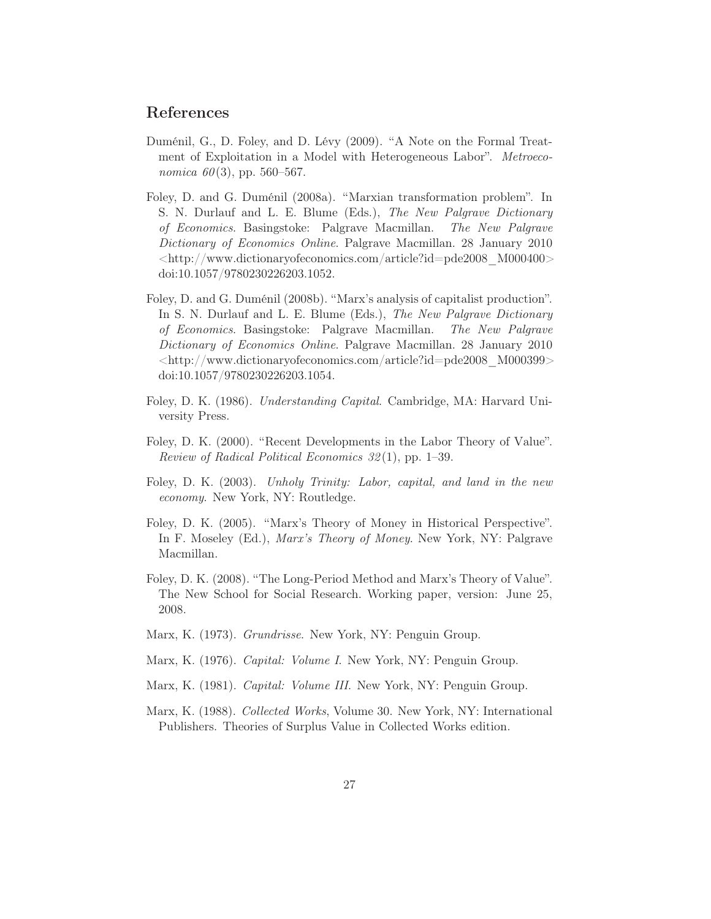## References

Duménil, G., D. Foley, and D. Lévy (2009). "A Note on the Formal Treatment of Exploitation in a Model with Heterogeneous Labor". *Metroeconomica 60*(3), pp. 560–567.

Foley, D. and G. Duménil (2008a). "Marxian transformation problem". In S. N. Durlauf and L. E. Blume (Eds.), *The New Palgrave Dictionary of Economics*. Basingstoke: Palgrave Macmillan. *The New Palgrave Dictionary of Economics Online*. Palgrave Macmillan. 28 January 2010 <http://www.dictionaryofeconomics.com/article?id=pde2008_M000400> doi:10.1057/9780230226203.1052.

Foley, D. and G. Duménil (2008b). "Marx's analysis of capitalist production". In S. N. Durlauf and L. E. Blume (Eds.), *The New Palgrave Dictionary of Economics*. Basingstoke: Palgrave Macmillan. *The New Palgrave Dictionary of Economics Online*. Palgrave Macmillan. 28 January 2010 <http://www.dictionaryofeconomics.com/article?id=pde2008_M000399> doi:10.1057/9780230226203.1054.

Foley, D. K. (1986). *Understanding Capital*. Cambridge, MA: Harvard University Press.

Foley, D. K. (2000). "Recent Developments in the Labor Theory of Value". *Review of Radical Political Economics 32*(1), pp. 1–39.

Foley, D. K. (2003). *Unholy Trinity: Labor, capital, and land in the new economy*. New York, NY: Routledge.

Foley, D. K. (2005). "Marx's Theory of Money in Historical Perspective". In F. Moseley (Ed.), *Marx's Theory of Money*. New York, NY: Palgrave Macmillan.

Foley, D. K. (2008). "The Long-Period Method and Marx's Theory of Value". The New School for Social Research. Working paper, version: June 25, 2008.

Marx, K. (1973). *Grundrisse*. New York, NY: Penguin Group.

Marx, K. (1976). *Capital: Volume I*. New York, NY: Penguin Group.

Marx, K. (1981). *Capital: Volume III*. New York, NY: Penguin Group.

Marx, K. (1988). *Collected Works*, Volume 30. New York, NY: International Publishers. Theories of Surplus Value in Collected Works edition.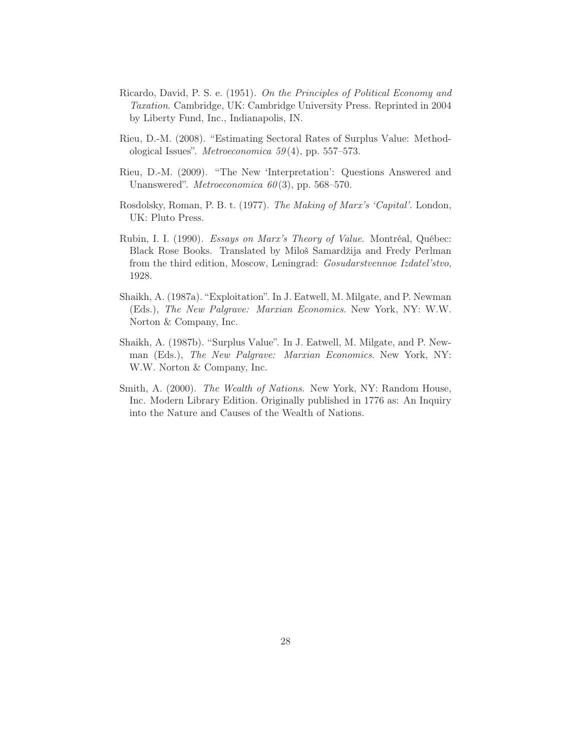Ricardo, David, P. S. e. (1951). *On the Principles of Political Economy and Taxation*. Cambridge, UK: Cambridge University Press. Reprinted in 2004 by Liberty Fund, Inc., Indianapolis, IN.

Rieu, D.-M. (2008). "Estimating Sectoral Rates of Surplus Value: Methodological Issues". *Metroeconomica 59*(4), pp. 557–573.

Rieu, D.-M. (2009). "The New 'Interpretation': Questions Answered and Unanswered". *Metroeconomica 60*(3), pp. 568–570.

Rosdolsky, Roman, P. B. t. (1977). *The Making of Marx's 'Capital'*. London, UK: Pluto Press.

Rubin, I. I. (1990). *Essays on Marx's Theory of Value*. Montréal, Québec: Black Rose Books. Translated by Miloš Samardžija and Fredy Perlman from the third edition, Moscow, Leningrad: *Gosudarstvennoe Izdatel'stvo*, 1928.

Shaikh, A. (1987a). "Exploitation". In J. Eatwell, M. Milgate, and P. Newman (Eds.), *The New Palgrave: Marxian Economics*. New York, NY: W.W. Norton & Company, Inc.

Shaikh, A. (1987b). "Surplus Value". In J. Eatwell, M. Milgate, and P. Newman (Eds.), *The New Palgrave: Marxian Economics*. New York, NY: W.W. Norton & Company, Inc.

Smith, A. (2000). *The Wealth of Nations*. New York, NY: Random House, Inc. Modern Library Edition. Originally published in 1776 as: An Inquiry into the Nature and Causes of the Wealth of Nations.